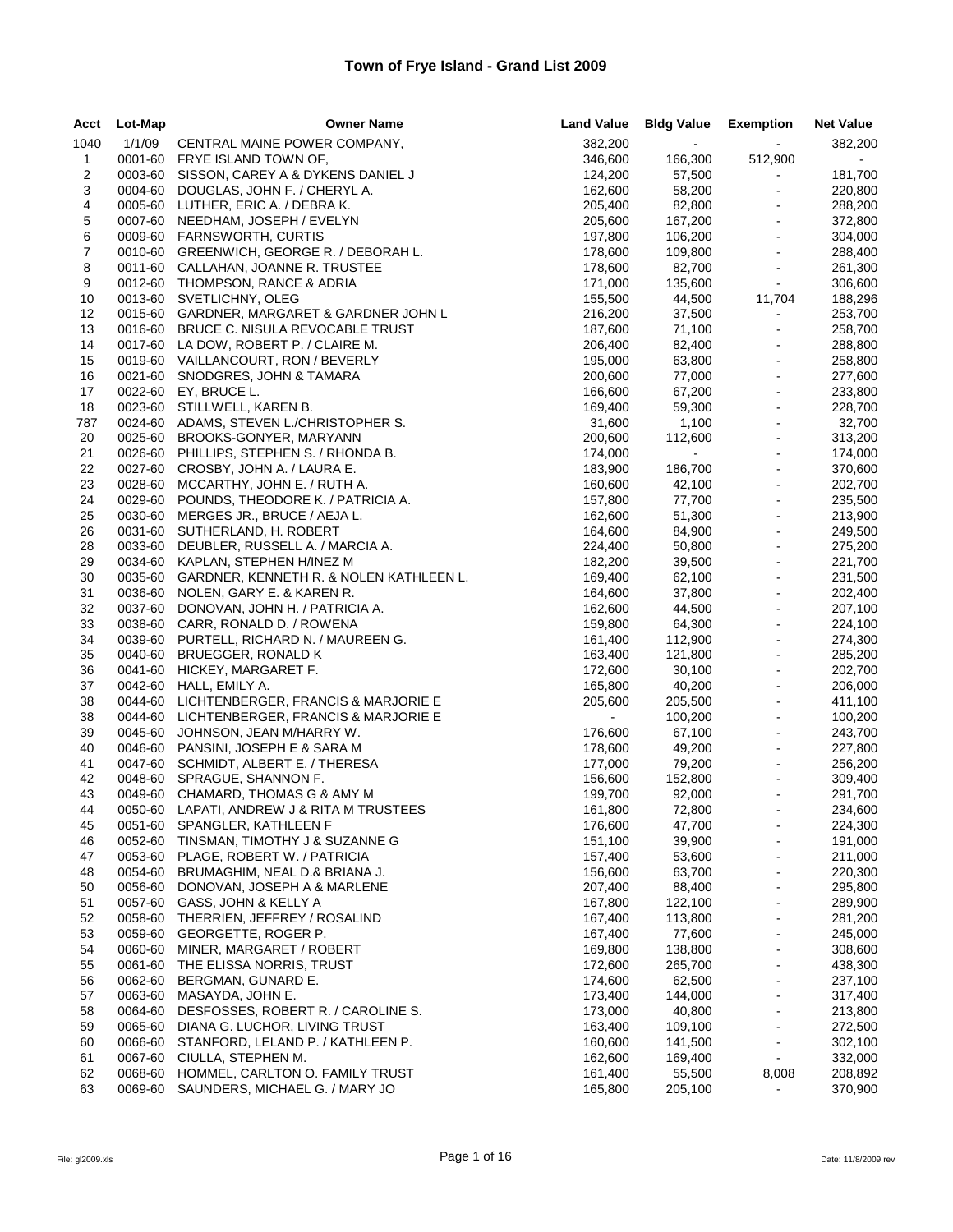# Town of Frye Island - Grand List 2009

| Acct | Lot-Map | Owner Name | Land Value | Bldg Value | Exemption | Net Value |
|---|---|---|---|---|---|---|
| 1040 | 1/1/09 | CENTRAL MAINE POWER COMPANY, | 382,200 | - | - | 382,200 |
| 1 | 0001-60 | FRYE ISLAND TOWN OF, | 346,600 | 166,300 | 512,900 | - |
| 2 | 0003-60 | SISSON, CAREY A & DYKENS DANIEL J | 124,200 | 57,500 | - | 181,700 |
| 3 | 0004-60 | DOUGLAS, JOHN F. / CHERYL A. | 162,600 | 58,200 | - | 220,800 |
| 4 | 0005-60 | LUTHER, ERIC A. / DEBRA K. | 205,400 | 82,800 | - | 288,200 |
| 5 | 0007-60 | NEEDHAM, JOSEPH / EVELYN | 205,600 | 167,200 | - | 372,800 |
| 6 | 0009-60 | FARNSWORTH, CURTIS | 197,800 | 106,200 | - | 304,000 |
| 7 | 0010-60 | GREENWICH, GEORGE R. / DEBORAH L. | 178,600 | 109,800 | - | 288,400 |
| 8 | 0011-60 | CALLAHAN, JOANNE R. TRUSTEE | 178,600 | 82,700 | - | 261,300 |
| 9 | 0012-60 | THOMPSON, RANCE & ADRIA | 171,000 | 135,600 | - | 306,600 |
| 10 | 0013-60 | SVETLICHNY, OLEG | 155,500 | 44,500 | 11,704 | 188,296 |
| 12 | 0015-60 | GARDNER, MARGARET & GARDNER JOHN L | 216,200 | 37,500 | - | 253,700 |
| 13 | 0016-60 | BRUCE C. NISULA REVOCABLE TRUST | 187,600 | 71,100 | - | 258,700 |
| 14 | 0017-60 | LA DOW, ROBERT P. / CLAIRE M. | 206,400 | 82,400 | - | 288,800 |
| 15 | 0019-60 | VAILLANCOURT, RON / BEVERLY | 195,000 | 63,800 | - | 258,800 |
| 16 | 0021-60 | SNODGRES, JOHN & TAMARA | 200,600 | 77,000 | - | 277,600 |
| 17 | 0022-60 | EY, BRUCE L. | 166,600 | 67,200 | - | 233,800 |
| 18 | 0023-60 | STILLWELL, KAREN B. | 169,400 | 59,300 | - | 228,700 |
| 787 | 0024-60 | ADAMS, STEVEN L./CHRISTOPHER S. | 31,600 | 1,100 | - | 32,700 |
| 20 | 0025-60 | BROOKS-GONYER, MARYANN | 200,600 | 112,600 | - | 313,200 |
| 21 | 0026-60 | PHILLIPS, STEPHEN S. / RHONDA B. | 174,000 | - | - | 174,000 |
| 22 | 0027-60 | CROSBY, JOHN A. / LAURA E. | 183,900 | 186,700 | - | 370,600 |
| 23 | 0028-60 | MCCARTHY, JOHN E. / RUTH A. | 160,600 | 42,100 | - | 202,700 |
| 24 | 0029-60 | POUNDS, THEODORE K. / PATRICIA A. | 157,800 | 77,700 | - | 235,500 |
| 25 | 0030-60 | MERGES JR., BRUCE / AEJA L. | 162,600 | 51,300 | - | 213,900 |
| 26 | 0031-60 | SUTHERLAND, H. ROBERT | 164,600 | 84,900 | - | 249,500 |
| 28 | 0033-60 | DEUBLER, RUSSELL A. / MARCIA A. | 224,400 | 50,800 | - | 275,200 |
| 29 | 0034-60 | KAPLAN, STEPHEN H/INEZ M | 182,200 | 39,500 | - | 221,700 |
| 30 | 0035-60 | GARDNER, KENNETH R. & NOLEN KATHLEEN L. | 169,400 | 62,100 | - | 231,500 |
| 31 | 0036-60 | NOLEN, GARY E. & KAREN R. | 164,600 | 37,800 | - | 202,400 |
| 32 | 0037-60 | DONOVAN, JOHN H. / PATRICIA A. | 162,600 | 44,500 | - | 207,100 |
| 33 | 0038-60 | CARR, RONALD D. / ROWENA | 159,800 | 64,300 | - | 224,100 |
| 34 | 0039-60 | PURTELL, RICHARD N. / MAUREEN G. | 161,400 | 112,900 | - | 274,300 |
| 35 | 0040-60 | BRUEGGER, RONALD K | 163,400 | 121,800 | - | 285,200 |
| 36 | 0041-60 | HICKEY, MARGARET F. | 172,600 | 30,100 | - | 202,700 |
| 37 | 0042-60 | HALL, EMILY A. | 165,800 | 40,200 | - | 206,000 |
| 38 | 0044-60 | LICHTENBERGER, FRANCIS & MARJORIE E | 205,600 | 205,500 | - | 411,100 |
| 38 | 0044-60 | LICHTENBERGER, FRANCIS & MARJORIE E | - | 100,200 | - | 100,200 |
| 39 | 0045-60 | JOHNSON, JEAN M/HARRY W. | 176,600 | 67,100 | - | 243,700 |
| 40 | 0046-60 | PANSINI, JOSEPH E & SARA M | 178,600 | 49,200 | - | 227,800 |
| 41 | 0047-60 | SCHMIDT, ALBERT E. / THERESA | 177,000 | 79,200 | - | 256,200 |
| 42 | 0048-60 | SPRAGUE, SHANNON F. | 156,600 | 152,800 | - | 309,400 |
| 43 | 0049-60 | CHAMARD, THOMAS G & AMY M | 199,700 | 92,000 | - | 291,700 |
| 44 | 0050-60 | LAPATI, ANDREW J & RITA M TRUSTEES | 161,800 | 72,800 | - | 234,600 |
| 45 | 0051-60 | SPANGLER, KATHLEEN F | 176,600 | 47,700 | - | 224,300 |
| 46 | 0052-60 | TINSMAN, TIMOTHY J & SUZANNE G | 151,100 | 39,900 | - | 191,000 |
| 47 | 0053-60 | PLAGE, ROBERT W. / PATRICIA | 157,400 | 53,600 | - | 211,000 |
| 48 | 0054-60 | BRUMAGHIM, NEAL D.& BRIANA J. | 156,600 | 63,700 | - | 220,300 |
| 50 | 0056-60 | DONOVAN, JOSEPH A & MARLENE | 207,400 | 88,400 | - | 295,800 |
| 51 | 0057-60 | GASS, JOHN & KELLY A | 167,800 | 122,100 | - | 289,900 |
| 52 | 0058-60 | THERRIEN, JEFFREY / ROSALIND | 167,400 | 113,800 | - | 281,200 |
| 53 | 0059-60 | GEORGETTE, ROGER P. | 167,400 | 77,600 | - | 245,000 |
| 54 | 0060-60 | MINER, MARGARET / ROBERT | 169,800 | 138,800 | - | 308,600 |
| 55 | 0061-60 | THE ELISSA NORRIS, TRUST | 172,600 | 265,700 | - | 438,300 |
| 56 | 0062-60 | BERGMAN, GUNARD E. | 174,600 | 62,500 | - | 237,100 |
| 57 | 0063-60 | MASAYDA, JOHN E. | 173,400 | 144,000 | - | 317,400 |
| 58 | 0064-60 | DESFOSSES, ROBERT R. / CAROLINE S. | 173,000 | 40,800 | - | 213,800 |
| 59 | 0065-60 | DIANA G. LUCHOR, LIVING TRUST | 163,400 | 109,100 | - | 272,500 |
| 60 | 0066-60 | STANFORD, LELAND P. / KATHLEEN P. | 160,600 | 141,500 | - | 302,100 |
| 61 | 0067-60 | CIULLA, STEPHEN M. | 162,600 | 169,400 | - | 332,000 |
| 62 | 0068-60 | HOMMEL, CARLTON O. FAMILY TRUST | 161,400 | 55,500 | 8,008 | 208,892 |
| 63 | 0069-60 | SAUNDERS, MICHAEL G. / MARY JO | 165,800 | 205,100 | - | 370,900 |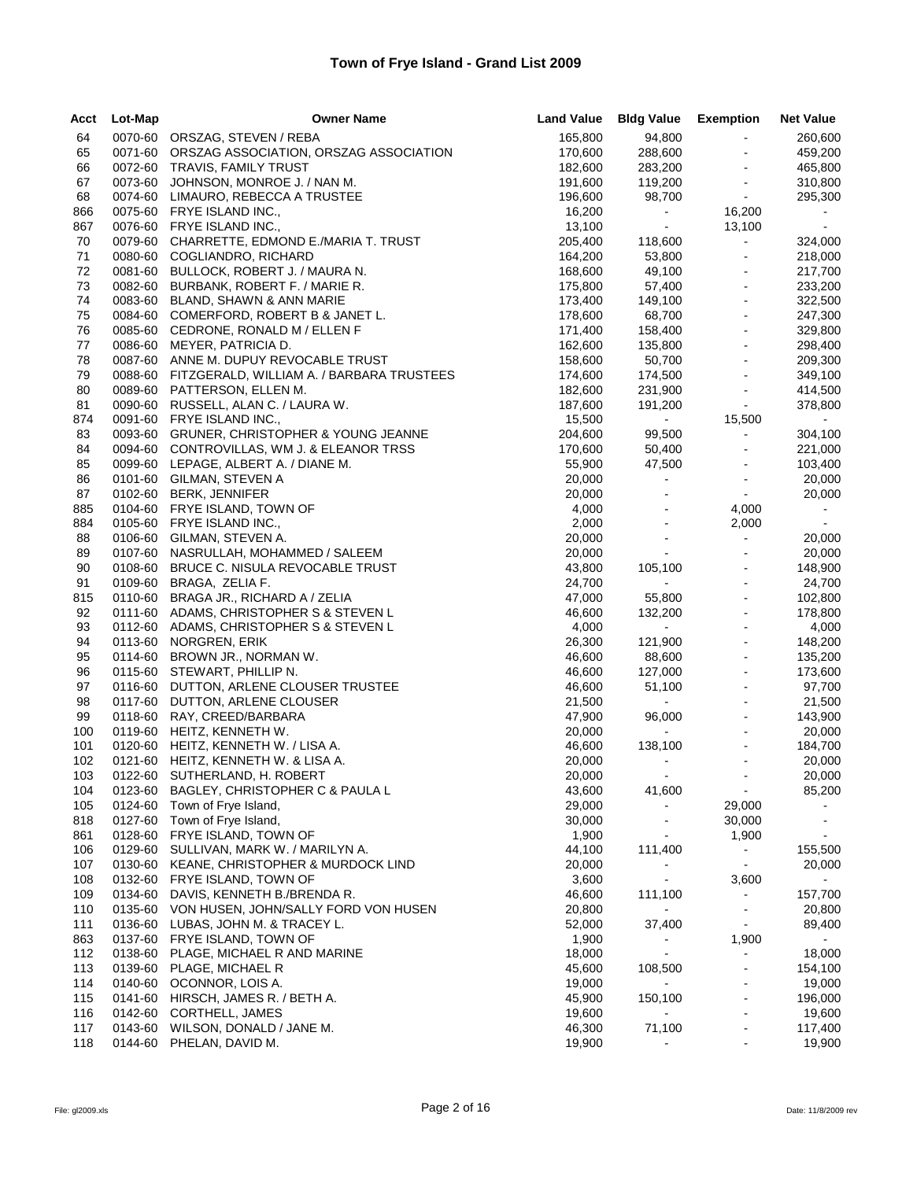# Town of Frye Island - Grand List 2009

| Acct | Lot-Map | Owner Name | Land Value | Bldg Value | Exemption | Net Value |
|---|---|---|---|---|---|---|
| 64 | 0070-60 | ORSZAG, STEVEN / REBA | 165,800 | 94,800 | - | 260,600 |
| 65 | 0071-60 | ORSZAG ASSOCIATION, ORSZAG ASSOCIATION | 170,600 | 288,600 | - | 459,200 |
| 66 | 0072-60 | TRAVIS, FAMILY TRUST | 182,600 | 283,200 | - | 465,800 |
| 67 | 0073-60 | JOHNSON, MONROE J. / NAN M. | 191,600 | 119,200 | - | 310,800 |
| 68 | 0074-60 | LIMAURO, REBECCA A TRUSTEE | 196,600 | 98,700 | - | 295,300 |
| 866 | 0075-60 | FRYE ISLAND INC., | 16,200 | - | 16,200 | - |
| 867 | 0076-60 | FRYE ISLAND INC., | 13,100 | - | 13,100 | - |
| 70 | 0079-60 | CHARRETTE, EDMOND E./MARIA T. TRUST | 205,400 | 118,600 | - | 324,000 |
| 71 | 0080-60 | COGLIANDRO, RICHARD | 164,200 | 53,800 | - | 218,000 |
| 72 | 0081-60 | BULLOCK, ROBERT J. / MAURA N. | 168,600 | 49,100 | - | 217,700 |
| 73 | 0082-60 | BURBANK, ROBERT F. / MARIE R. | 175,800 | 57,400 | - | 233,200 |
| 74 | 0083-60 | BLAND, SHAWN & ANN MARIE | 173,400 | 149,100 | - | 322,500 |
| 75 | 0084-60 | COMERFORD, ROBERT B & JANET L. | 178,600 | 68,700 | - | 247,300 |
| 76 | 0085-60 | CEDRONE, RONALD M / ELLEN F | 171,400 | 158,400 | - | 329,800 |
| 77 | 0086-60 | MEYER, PATRICIA D. | 162,600 | 135,800 | - | 298,400 |
| 78 | 0087-60 | ANNE M. DUPUY REVOCABLE TRUST | 158,600 | 50,700 | - | 209,300 |
| 79 | 0088-60 | FITZGERALD, WILLIAM A. / BARBARA TRUSTEES | 174,600 | 174,500 | - | 349,100 |
| 80 | 0089-60 | PATTERSON, ELLEN M. | 182,600 | 231,900 | - | 414,500 |
| 81 | 0090-60 | RUSSELL, ALAN C. / LAURA W. | 187,600 | 191,200 | - | 378,800 |
| 874 | 0091-60 | FRYE ISLAND INC., | 15,500 | - | 15,500 | - |
| 83 | 0093-60 | GRUNER, CHRISTOPHER & YOUNG JEANNE | 204,600 | 99,500 | - | 304,100 |
| 84 | 0094-60 | CONTROVILLAS, WM J. & ELEANOR TRSS | 170,600 | 50,400 | - | 221,000 |
| 85 | 0099-60 | LEPAGE, ALBERT A. / DIANE M. | 55,900 | 47,500 | - | 103,400 |
| 86 | 0101-60 | GILMAN, STEVEN A | 20,000 | - | - | 20,000 |
| 87 | 0102-60 | BERK, JENNIFER | 20,000 | - | - | 20,000 |
| 885 | 0104-60 | FRYE ISLAND, TOWN OF | 4,000 | - | 4,000 | - |
| 884 | 0105-60 | FRYE ISLAND INC., | 2,000 | - | 2,000 | - |
| 88 | 0106-60 | GILMAN, STEVEN A. | 20,000 | - | - | 20,000 |
| 89 | 0107-60 | NASRULLAH, MOHAMMED / SALEEM | 20,000 | - | - | 20,000 |
| 90 | 0108-60 | BRUCE C. NISULA REVOCABLE TRUST | 43,800 | 105,100 | - | 148,900 |
| 91 | 0109-60 | BRAGA, ZELIA F. | 24,700 | - | - | 24,700 |
| 815 | 0110-60 | BRAGA JR., RICHARD A / ZELIA | 47,000 | 55,800 | - | 102,800 |
| 92 | 0111-60 | ADAMS, CHRISTOPHER S & STEVEN L | 46,600 | 132,200 | - | 178,800 |
| 93 | 0112-60 | ADAMS, CHRISTOPHER S & STEVEN L | 4,000 | - | - | 4,000 |
| 94 | 0113-60 | NORGREN, ERIK | 26,300 | 121,900 | - | 148,200 |
| 95 | 0114-60 | BROWN JR., NORMAN W. | 46,600 | 88,600 | - | 135,200 |
| 96 | 0115-60 | STEWART, PHILLIP N. | 46,600 | 127,000 | - | 173,600 |
| 97 | 0116-60 | DUTTON, ARLENE CLOUSER TRUSTEE | 46,600 | 51,100 | - | 97,700 |
| 98 | 0117-60 | DUTTON, ARLENE CLOUSER | 21,500 | - | - | 21,500 |
| 99 | 0118-60 | RAY, CREED/BARBARA | 47,900 | 96,000 | - | 143,900 |
| 100 | 0119-60 | HEITZ, KENNETH W. | 20,000 | - | - | 20,000 |
| 101 | 0120-60 | HEITZ, KENNETH W. / LISA A. | 46,600 | 138,100 | - | 184,700 |
| 102 | 0121-60 | HEITZ, KENNETH W. & LISA A. | 20,000 | - | - | 20,000 |
| 103 | 0122-60 | SUTHERLAND, H. ROBERT | 20,000 | - | - | 20,000 |
| 104 | 0123-60 | BAGLEY, CHRISTOPHER C & PAULA L | 43,600 | 41,600 | - | 85,200 |
| 105 | 0124-60 | Town of Frye Island, | 29,000 | - | 29,000 | - |
| 818 | 0127-60 | Town of Frye Island, | 30,000 | - | 30,000 | - |
| 861 | 0128-60 | FRYE ISLAND, TOWN OF | 1,900 | - | 1,900 | - |
| 106 | 0129-60 | SULLIVAN, MARK W. / MARILYN A. | 44,100 | 111,400 | - | 155,500 |
| 107 | 0130-60 | KEANE, CHRISTOPHER & MURDOCK LIND | 20,000 | - | - | 20,000 |
| 108 | 0132-60 | FRYE ISLAND, TOWN OF | 3,600 | - | 3,600 | - |
| 109 | 0134-60 | DAVIS, KENNETH B./BRENDA R. | 46,600 | 111,100 | - | 157,700 |
| 110 | 0135-60 | VON HUSEN, JOHN/SALLY FORD VON HUSEN | 20,800 | - | - | 20,800 |
| 111 | 0136-60 | LUBAS, JOHN M. & TRACEY L. | 52,000 | 37,400 | - | 89,400 |
| 863 | 0137-60 | FRYE ISLAND, TOWN OF | 1,900 | - | 1,900 | - |
| 112 | 0138-60 | PLAGE, MICHAEL R AND MARINE | 18,000 | - | - | 18,000 |
| 113 | 0139-60 | PLAGE, MICHAEL R | 45,600 | 108,500 | - | 154,100 |
| 114 | 0140-60 | OCONNOR, LOIS A. | 19,000 | - | - | 19,000 |
| 115 | 0141-60 | HIRSCH, JAMES R. / BETH A. | 45,900 | 150,100 | - | 196,000 |
| 116 | 0142-60 | CORTHELL, JAMES | 19,600 | - | - | 19,600 |
| 117 | 0143-60 | WILSON, DONALD / JANE M. | 46,300 | 71,100 | - | 117,400 |
| 118 | 0144-60 | PHELAN, DAVID M. | 19,900 | - | - | 19,900 |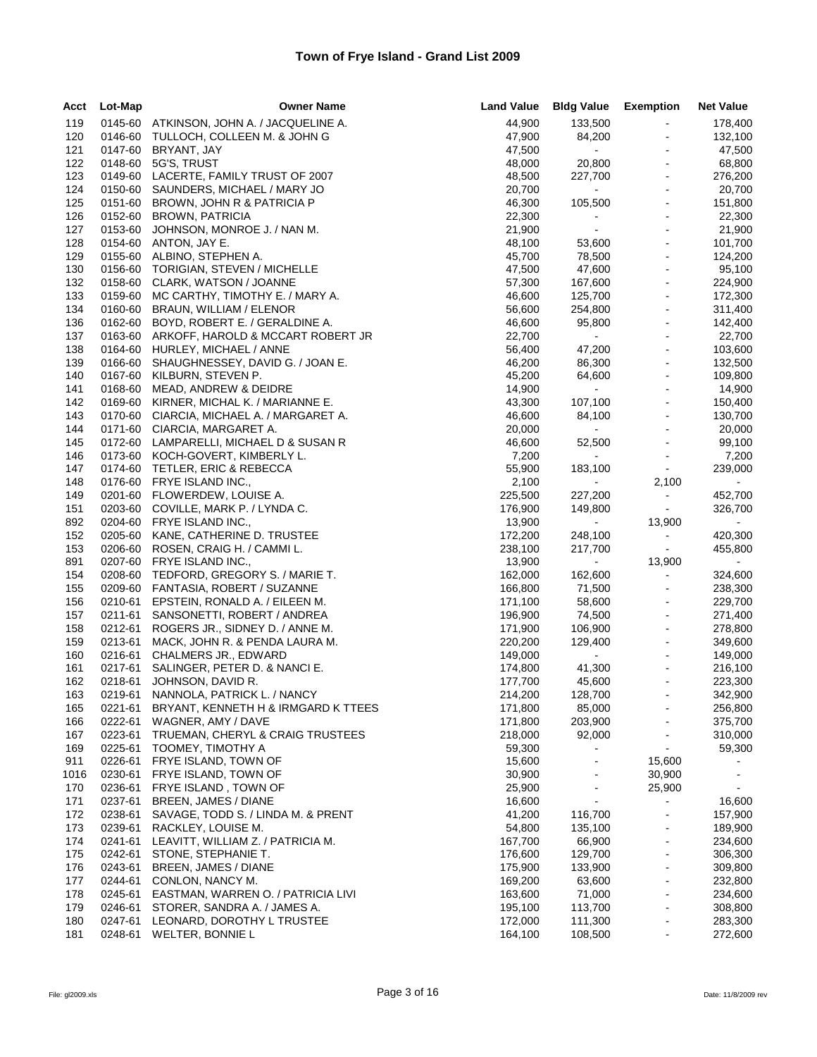# Town of Frye Island - Grand List 2009

| Acct | Lot-Map | Owner Name | Land Value | Bldg Value | Exemption | Net Value |
|---|---|---|---|---|---|---|
| 119 | 0145-60 | ATKINSON, JOHN A. / JACQUELINE A. | 44,900 | 133,500 | - | 178,400 |
| 120 | 0146-60 | TULLOCH, COLLEEN M. & JOHN G | 47,900 | 84,200 | - | 132,100 |
| 121 | 0147-60 | BRYANT, JAY | 47,500 | - | - | 47,500 |
| 122 | 0148-60 | 5G'S, TRUST | 48,000 | 20,800 | - | 68,800 |
| 123 | 0149-60 | LACERTE, FAMILY TRUST OF 2007 | 48,500 | 227,700 | - | 276,200 |
| 124 | 0150-60 | SAUNDERS, MICHAEL / MARY JO | 20,700 | - | - | 20,700 |
| 125 | 0151-60 | BROWN, JOHN R & PATRICIA P | 46,300 | 105,500 | - | 151,800 |
| 126 | 0152-60 | BROWN, PATRICIA | 22,300 | - | - | 22,300 |
| 127 | 0153-60 | JOHNSON, MONROE J. / NAN M. | 21,900 | - | - | 21,900 |
| 128 | 0154-60 | ANTON, JAY E. | 48,100 | 53,600 | - | 101,700 |
| 129 | 0155-60 | ALBINO, STEPHEN A. | 45,700 | 78,500 | - | 124,200 |
| 130 | 0156-60 | TORIGIAN, STEVEN / MICHELLE | 47,500 | 47,600 | - | 95,100 |
| 132 | 0158-60 | CLARK, WATSON / JOANNE | 57,300 | 167,600 | - | 224,900 |
| 133 | 0159-60 | MC CARTHY, TIMOTHY E. / MARY A. | 46,600 | 125,700 | - | 172,300 |
| 134 | 0160-60 | BRAUN, WILLIAM / ELENOR | 56,600 | 254,800 | - | 311,400 |
| 136 | 0162-60 | BOYD, ROBERT E. / GERALDINE A. | 46,600 | 95,800 | - | 142,400 |
| 137 | 0163-60 | ARKOFF, HAROLD & MCCART ROBERT JR | 22,700 | - | - | 22,700 |
| 138 | 0164-60 | HURLEY, MICHAEL / ANNE | 56,400 | 47,200 | - | 103,600 |
| 139 | 0166-60 | SHAUGHNESSEY, DAVID G. / JOAN E. | 46,200 | 86,300 | - | 132,500 |
| 140 | 0167-60 | KILBURN, STEVEN P. | 45,200 | 64,600 | - | 109,800 |
| 141 | 0168-60 | MEAD, ANDREW & DEIDRE | 14,900 | - | - | 14,900 |
| 142 | 0169-60 | KIRNER, MICHAL K. / MARIANNE E. | 43,300 | 107,100 | - | 150,400 |
| 143 | 0170-60 | CIARCIA, MICHAEL A. / MARGARET A. | 46,600 | 84,100 | - | 130,700 |
| 144 | 0171-60 | CIARCIA, MARGARET A. | 20,000 | - | - | 20,000 |
| 145 | 0172-60 | LAMPARELLI, MICHAEL D & SUSAN R | 46,600 | 52,500 | - | 99,100 |
| 146 | 0173-60 | KOCH-GOVERT, KIMBERLY L. | 7,200 | - | - | 7,200 |
| 147 | 0174-60 | TETLER, ERIC & REBECCA | 55,900 | 183,100 | - | 239,000 |
| 148 | 0176-60 | FRYE ISLAND INC., | 2,100 | - | 2,100 | - |
| 149 | 0201-60 | FLOWERDEW, LOUISE A. | 225,500 | 227,200 | - | 452,700 |
| 151 | 0203-60 | COVILLE, MARK P. / LYNDA C. | 176,900 | 149,800 | - | 326,700 |
| 892 | 0204-60 | FRYE ISLAND INC., | 13,900 | - | 13,900 | - |
| 152 | 0205-60 | KANE, CATHERINE D. TRUSTEE | 172,200 | 248,100 | - | 420,300 |
| 153 | 0206-60 | ROSEN, CRAIG H. / CAMMI L. | 238,100 | 217,700 | - | 455,800 |
| 891 | 0207-60 | FRYE ISLAND INC., | 13,900 | - | 13,900 | - |
| 154 | 0208-60 | TEDFORD, GREGORY S. / MARIE T. | 162,000 | 162,600 | - | 324,600 |
| 155 | 0209-60 | FANTASIA, ROBERT / SUZANNE | 166,800 | 71,500 | - | 238,300 |
| 156 | 0210-61 | EPSTEIN, RONALD A. / EILEEN M. | 171,100 | 58,600 | - | 229,700 |
| 157 | 0211-61 | SANSONETTI, ROBERT / ANDREA | 196,900 | 74,500 | - | 271,400 |
| 158 | 0212-61 | ROGERS JR., SIDNEY D. / ANNE M. | 171,900 | 106,900 | - | 278,800 |
| 159 | 0213-61 | MACK, JOHN R. & PENDA LAURA M. | 220,200 | 129,400 | - | 349,600 |
| 160 | 0216-61 | CHALMERS JR., EDWARD | 149,000 | - | - | 149,000 |
| 161 | 0217-61 | SALINGER, PETER D. & NANCI E. | 174,800 | 41,300 | - | 216,100 |
| 162 | 0218-61 | JOHNSON, DAVID R. | 177,700 | 45,600 | - | 223,300 |
| 163 | 0219-61 | NANNOLA, PATRICK L. / NANCY | 214,200 | 128,700 | - | 342,900 |
| 165 | 0221-61 | BRYANT, KENNETH H & IRMGARD K TTEES | 171,800 | 85,000 | - | 256,800 |
| 166 | 0222-61 | WAGNER, AMY / DAVE | 171,800 | 203,900 | - | 375,700 |
| 167 | 0223-61 | TRUEMAN, CHERYL & CRAIG TRUSTEES | 218,000 | 92,000 | - | 310,000 |
| 169 | 0225-61 | TOOMEY, TIMOTHY A | 59,300 | - | - | 59,300 |
| 911 | 0226-61 | FRYE ISLAND, TOWN OF | 15,600 | - | 15,600 | - |
| 1016 | 0230-61 | FRYE ISLAND, TOWN OF | 30,900 | - | 30,900 | - |
| 170 | 0236-61 | FRYE ISLAND , TOWN OF | 25,900 | - | 25,900 | - |
| 171 | 0237-61 | BREEN, JAMES / DIANE | 16,600 | - | - | 16,600 |
| 172 | 0238-61 | SAVAGE, TODD S. / LINDA M. & PRENT | 41,200 | 116,700 | - | 157,900 |
| 173 | 0239-61 | RACKLEY, LOUISE M. | 54,800 | 135,100 | - | 189,900 |
| 174 | 0241-61 | LEAVITT, WILLIAM Z. / PATRICIA M. | 167,700 | 66,900 | - | 234,600 |
| 175 | 0242-61 | STONE, STEPHANIE T. | 176,600 | 129,700 | - | 306,300 |
| 176 | 0243-61 | BREEN, JAMES / DIANE | 175,900 | 133,900 | - | 309,800 |
| 177 | 0244-61 | CONLON, NANCY M. | 169,200 | 63,600 | - | 232,800 |
| 178 | 0245-61 | EASTMAN, WARREN O. / PATRICIA LIVI | 163,600 | 71,000 | - | 234,600 |
| 179 | 0246-61 | STORER, SANDRA A. / JAMES A. | 195,100 | 113,700 | - | 308,800 |
| 180 | 0247-61 | LEONARD, DOROTHY L TRUSTEE | 172,000 | 111,300 | - | 283,300 |
| 181 | 0248-61 | WELTER, BONNIE L | 164,100 | 108,500 | - | 272,600 |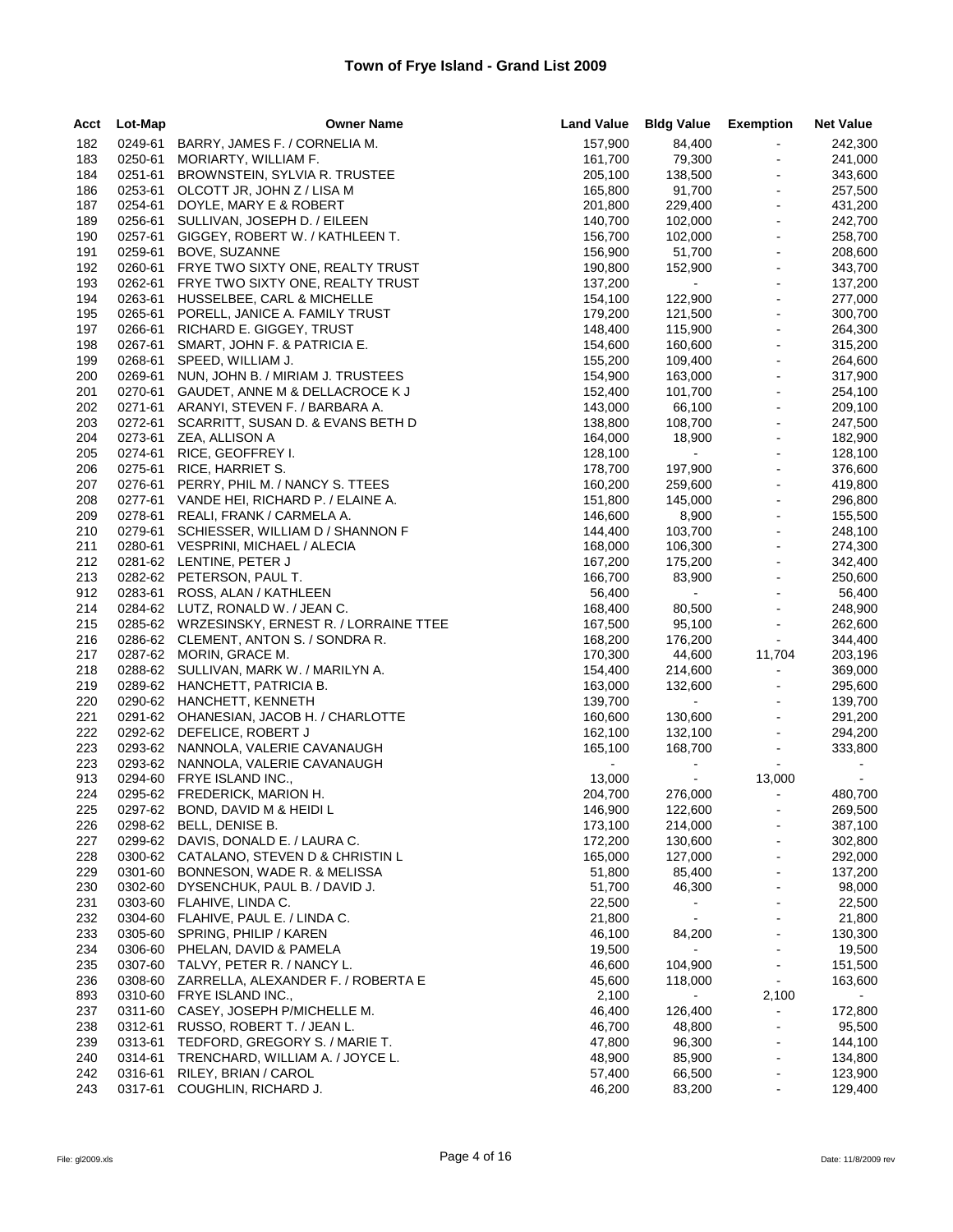# Town of Frye Island - Grand List 2009

| Acct | Lot-Map | Owner Name | Land Value | Bldg Value | Exemption | Net Value |
|---|---|---|---|---|---|---|
| 182 | 0249-61 | BARRY, JAMES F. / CORNELIA M. | 157,900 | 84,400 | - | 242,300 |
| 183 | 0250-61 | MORIARTY, WILLIAM F. | 161,700 | 79,300 | - | 241,000 |
| 184 | 0251-61 | BROWNSTEIN, SYLVIA R. TRUSTEE | 205,100 | 138,500 | - | 343,600 |
| 186 | 0253-61 | OLCOTT JR, JOHN Z / LISA M | 165,800 | 91,700 | - | 257,500 |
| 187 | 0254-61 | DOYLE, MARY E & ROBERT | 201,800 | 229,400 | - | 431,200 |
| 189 | 0256-61 | SULLIVAN, JOSEPH D. / EILEEN | 140,700 | 102,000 | - | 242,700 |
| 190 | 0257-61 | GIGGEY, ROBERT W. / KATHLEEN T. | 156,700 | 102,000 | - | 258,700 |
| 191 | 0259-61 | BOVE, SUZANNE | 156,900 | 51,700 | - | 208,600 |
| 192 | 0260-61 | FRYE TWO SIXTY ONE, REALTY TRUST | 190,800 | 152,900 | - | 343,700 |
| 193 | 0262-61 | FRYE TWO SIXTY ONE, REALTY TRUST | 137,200 | - | - | 137,200 |
| 194 | 0263-61 | HUSSELBEE, CARL & MICHELLE | 154,100 | 122,900 | - | 277,000 |
| 195 | 0265-61 | PORELL, JANICE A. FAMILY TRUST | 179,200 | 121,500 | - | 300,700 |
| 197 | 0266-61 | RICHARD E. GIGGEY, TRUST | 148,400 | 115,900 | - | 264,300 |
| 198 | 0267-61 | SMART, JOHN F. & PATRICIA E. | 154,600 | 160,600 | - | 315,200 |
| 199 | 0268-61 | SPEED, WILLIAM J. | 155,200 | 109,400 | - | 264,600 |
| 200 | 0269-61 | NUN, JOHN B. / MIRIAM J. TRUSTEES | 154,900 | 163,000 | - | 317,900 |
| 201 | 0270-61 | GAUDET, ANNE M & DELLACROCE K J | 152,400 | 101,700 | - | 254,100 |
| 202 | 0271-61 | ARANYI, STEVEN F. / BARBARA A. | 143,000 | 66,100 | - | 209,100 |
| 203 | 0272-61 | SCARRITT, SUSAN D. & EVANS BETH D | 138,800 | 108,700 | - | 247,500 |
| 204 | 0273-61 | ZEA, ALLISON A | 164,000 | 18,900 | - | 182,900 |
| 205 | 0274-61 | RICE, GEOFFREY I. | 128,100 | - | - | 128,100 |
| 206 | 0275-61 | RICE, HARRIET S. | 178,700 | 197,900 | - | 376,600 |
| 207 | 0276-61 | PERRY, PHIL M. / NANCY S. TTEES | 160,200 | 259,600 | - | 419,800 |
| 208 | 0277-61 | VANDE HEI, RICHARD P. / ELAINE A. | 151,800 | 145,000 | - | 296,800 |
| 209 | 0278-61 | REALI, FRANK / CARMELA A. | 146,600 | 8,900 | - | 155,500 |
| 210 | 0279-61 | SCHIESSER, WILLIAM D / SHANNON F | 144,400 | 103,700 | - | 248,100 |
| 211 | 0280-61 | VESPRINI, MICHAEL / ALECIA | 168,000 | 106,300 | - | 274,300 |
| 212 | 0281-62 | LENTINE, PETER J | 167,200 | 175,200 | - | 342,400 |
| 213 | 0282-62 | PETERSON, PAUL T. | 166,700 | 83,900 | - | 250,600 |
| 912 | 0283-61 | ROSS, ALAN / KATHLEEN | 56,400 | - | - | 56,400 |
| 214 | 0284-62 | LUTZ, RONALD W. / JEAN C. | 168,400 | 80,500 | - | 248,900 |
| 215 | 0285-62 | WRZESINSKY, ERNEST R. / LORRAINE TTEE | 167,500 | 95,100 | - | 262,600 |
| 216 | 0286-62 | CLEMENT, ANTON S. / SONDRA R. | 168,200 | 176,200 | - | 344,400 |
| 217 | 0287-62 | MORIN, GRACE M. | 170,300 | 44,600 | 11,704 | 203,196 |
| 218 | 0288-62 | SULLIVAN, MARK W. / MARILYN A. | 154,400 | 214,600 | - | 369,000 |
| 219 | 0289-62 | HANCHETT, PATRICIA B. | 163,000 | 132,600 | - | 295,600 |
| 220 | 0290-62 | HANCHETT, KENNETH | 139,700 | - | - | 139,700 |
| 221 | 0291-62 | OHANESIAN, JACOB H. / CHARLOTTE | 160,600 | 130,600 | - | 291,200 |
| 222 | 0292-62 | DEFELICE, ROBERT J | 162,100 | 132,100 | - | 294,200 |
| 223 | 0293-62 | NANNOLA, VALERIE CAVANAUGH | 165,100 | 168,700 | - | 333,800 |
| 223 | 0293-62 | NANNOLA, VALERIE CAVANAUGH | - | - | - | - |
| 913 | 0294-60 | FRYE ISLAND INC., | 13,000 | - | 13,000 | - |
| 224 | 0295-62 | FREDERICK, MARION H. | 204,700 | 276,000 | - | 480,700 |
| 225 | 0297-62 | BOND, DAVID M & HEIDI L | 146,900 | 122,600 | - | 269,500 |
| 226 | 0298-62 | BELL, DENISE B. | 173,100 | 214,000 | - | 387,100 |
| 227 | 0299-62 | DAVIS, DONALD E. / LAURA C. | 172,200 | 130,600 | - | 302,800 |
| 228 | 0300-62 | CATALANO, STEVEN D & CHRISTIN L | 165,000 | 127,000 | - | 292,000 |
| 229 | 0301-60 | BONNESON, WADE R. & MELISSA | 51,800 | 85,400 | - | 137,200 |
| 230 | 0302-60 | DYSENCHUK, PAUL B. / DAVID J. | 51,700 | 46,300 | - | 98,000 |
| 231 | 0303-60 | FLAHIVE, LINDA C. | 22,500 | - | - | 22,500 |
| 232 | 0304-60 | FLAHIVE, PAUL E. / LINDA C. | 21,800 | - | - | 21,800 |
| 233 | 0305-60 | SPRING, PHILIP / KAREN | 46,100 | 84,200 | - | 130,300 |
| 234 | 0306-60 | PHELAN, DAVID & PAMELA | 19,500 | - | - | 19,500 |
| 235 | 0307-60 | TALVY, PETER R. / NANCY L. | 46,600 | 104,900 | - | 151,500 |
| 236 | 0308-60 | ZARRELLA, ALEXANDER F. / ROBERTA E | 45,600 | 118,000 | - | 163,600 |
| 893 | 0310-60 | FRYE ISLAND INC., | 2,100 | - | 2,100 | - |
| 237 | 0311-60 | CASEY, JOSEPH P/MICHELLE M. | 46,400 | 126,400 | - | 172,800 |
| 238 | 0312-61 | RUSSO, ROBERT T. / JEAN L. | 46,700 | 48,800 | - | 95,500 |
| 239 | 0313-61 | TEDFORD, GREGORY S. / MARIE T. | 47,800 | 96,300 | - | 144,100 |
| 240 | 0314-61 | TRENCHARD, WILLIAM A. / JOYCE L. | 48,900 | 85,900 | - | 134,800 |
| 242 | 0316-61 | RILEY, BRIAN / CAROL | 57,400 | 66,500 | - | 123,900 |
| 243 | 0317-61 | COUGHLIN, RICHARD J. | 46,200 | 83,200 | - | 129,400 |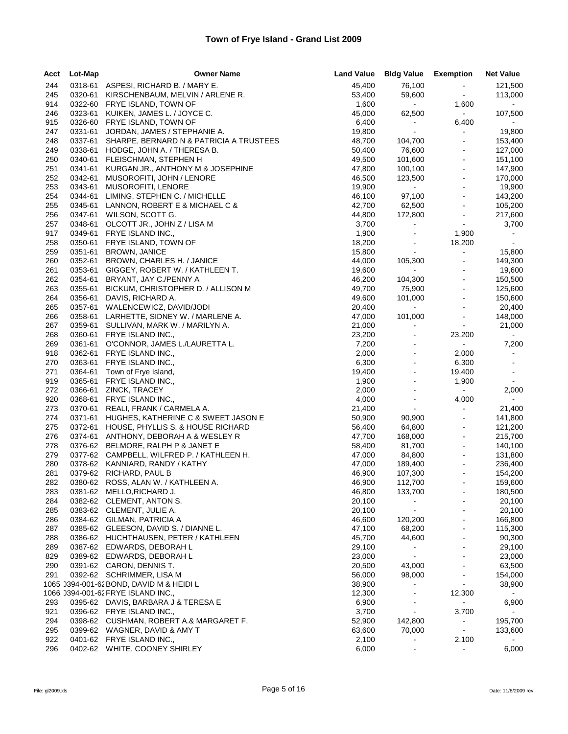# Town of Frye Island - Grand List 2009

| Acct | Lot-Map | Owner Name | Land Value | Bldg Value | Exemption | Net Value |
|---|---|---|---|---|---|---|
| 244 | 0318-61 | ASPESI, RICHARD B. / MARY E. | 45,400 | 76,100 | - | 121,500 |
| 245 | 0320-61 | KIRSCHENBAUM, MELVIN / ARLENE R. | 53,400 | 59,600 | - | 113,000 |
| 914 | 0322-60 | FRYE ISLAND, TOWN OF | 1,600 | - | 1,600 | - |
| 246 | 0323-61 | KUIKEN, JAMES L. / JOYCE C. | 45,000 | 62,500 | - | 107,500 |
| 915 | 0326-60 | FRYE ISLAND, TOWN OF | 6,400 | - | 6,400 | - |
| 247 | 0331-61 | JORDAN, JAMES / STEPHANIE A. | 19,800 | - | - | 19,800 |
| 248 | 0337-61 | SHARPE, BERNARD N & PATRICIA A TRUSTEES | 48,700 | 104,700 | - | 153,400 |
| 249 | 0338-61 | HODGE, JOHN A. / THERESA B. | 50,400 | 76,600 | - | 127,000 |
| 250 | 0340-61 | FLEISCHMAN, STEPHEN H | 49,500 | 101,600 | - | 151,100 |
| 251 | 0341-61 | KURGAN JR., ANTHONY M & JOSEPHINE | 47,800 | 100,100 | - | 147,900 |
| 252 | 0342-61 | MUSOROFITI, JOHN / LENORE | 46,500 | 123,500 | - | 170,000 |
| 253 | 0343-61 | MUSOROFITI, LENORE | 19,900 | - | - | 19,900 |
| 254 | 0344-61 | LIMING, STEPHEN C. / MICHELLE | 46,100 | 97,100 | - | 143,200 |
| 255 | 0345-61 | LANNON, ROBERT E & MICHAEL C & | 42,700 | 62,500 | - | 105,200 |
| 256 | 0347-61 | WILSON, SCOTT G. | 44,800 | 172,800 | - | 217,600 |
| 257 | 0348-61 | OLCOTT JR., JOHN Z / LISA M | 3,700 | - | - | 3,700 |
| 917 | 0349-61 | FRYE ISLAND INC., | 1,900 | - | 1,900 | - |
| 258 | 0350-61 | FRYE ISLAND, TOWN OF | 18,200 | - | 18,200 | - |
| 259 | 0351-61 | BROWN, JANICE | 15,800 | - | - | 15,800 |
| 260 | 0352-61 | BROWN, CHARLES H. / JANICE | 44,000 | 105,300 | - | 149,300 |
| 261 | 0353-61 | GIGGEY, ROBERT W. / KATHLEEN T. | 19,600 | - | - | 19,600 |
| 262 | 0354-61 | BRYANT, JAY C./PENNY A | 46,200 | 104,300 | - | 150,500 |
| 263 | 0355-61 | BICKUM, CHRISTOPHER D. / ALLISON M | 49,700 | 75,900 | - | 125,600 |
| 264 | 0356-61 | DAVIS, RICHARD A. | 49,600 | 101,000 | - | 150,600 |
| 265 | 0357-61 | WALENCEWICZ, DAVID/JODI | 20,400 | - | - | 20,400 |
| 266 | 0358-61 | LARHETTE, SIDNEY W. / MARLENE A. | 47,000 | 101,000 | - | 148,000 |
| 267 | 0359-61 | SULLIVAN, MARK W. / MARILYN A. | 21,000 | - | - | 21,000 |
| 268 | 0360-61 | FRYE ISLAND INC., | 23,200 | - | 23,200 | - |
| 269 | 0361-61 | O'CONNOR, JAMES L./LAURETTA L. | 7,200 | - | - | 7,200 |
| 918 | 0362-61 | FRYE ISLAND INC., | 2,000 | - | 2,000 | - |
| 270 | 0363-61 | FRYE ISLAND INC., | 6,300 | - | 6,300 | - |
| 271 | 0364-61 | Town of Frye Island, | 19,400 | - | 19,400 | - |
| 919 | 0365-61 | FRYE ISLAND INC., | 1,900 | - | 1,900 | - |
| 272 | 0366-61 | ZINCK, TRACEY | 2,000 | - | - | 2,000 |
| 920 | 0368-61 | FRYE ISLAND INC., | 4,000 | - | 4,000 | - |
| 273 | 0370-61 | REALI, FRANK / CARMELA A. | 21,400 | - | - | 21,400 |
| 274 | 0371-61 | HUGHES, KATHERINE C & SWEET JASON E | 50,900 | 90,900 | - | 141,800 |
| 275 | 0372-61 | HOUSE, PHYLLIS S. & HOUSE RICHARD | 56,400 | 64,800 | - | 121,200 |
| 276 | 0374-61 | ANTHONY, DEBORAH A & WESLEY R | 47,700 | 168,000 | - | 215,700 |
| 278 | 0376-62 | BELMORE, RALPH P & JANET E | 58,400 | 81,700 | - | 140,100 |
| 279 | 0377-62 | CAMPBELL, WILFRED P. / KATHLEEN H. | 47,000 | 84,800 | - | 131,800 |
| 280 | 0378-62 | KANNIARD, RANDY / KATHY | 47,000 | 189,400 | - | 236,400 |
| 281 | 0379-62 | RICHARD, PAUL B | 46,900 | 107,300 | - | 154,200 |
| 282 | 0380-62 | ROSS, ALAN W. / KATHLEEN A. | 46,900 | 112,700 | - | 159,600 |
| 283 | 0381-62 | MELLO,RICHARD J. | 46,800 | 133,700 | - | 180,500 |
| 284 | 0382-62 | CLEMENT, ANTON S. | 20,100 | - | - | 20,100 |
| 285 | 0383-62 | CLEMENT, JULIE A. | 20,100 | - | - | 20,100 |
| 286 | 0384-62 | GILMAN, PATRICIA A | 46,600 | 120,200 | - | 166,800 |
| 287 | 0385-62 | GLEESON, DAVID S. / DIANNE L. | 47,100 | 68,200 | - | 115,300 |
| 288 | 0386-62 | HUCHTHAUSEN, PETER / KATHLEEN | 45,700 | 44,600 | - | 90,300 |
| 289 | 0387-62 | EDWARDS, DEBORAH L | 29,100 | - | - | 29,100 |
| 829 | 0389-62 | EDWARDS, DEBORAH L | 23,000 | - | - | 23,000 |
| 290 | 0391-62 | CARON, DENNIS T. | 20,500 | 43,000 | - | 63,500 |
| 291 | 0392-62 | SCHRIMMER, LISA M | 56,000 | 98,000 | - | 154,000 |
| 1065 | 0394-001-62 | BOND, DAVID M & HEIDI L | 38,900 | - | - | 38,900 |
| 1066 | 0394-001-62 | FRYE ISLAND INC., | 12,300 | - | 12,300 | - |
| 293 | 0395-62 | DAVIS, BARBARA J & TERESA E | 6,900 | - | - | 6,900 |
| 921 | 0396-62 | FRYE ISLAND INC., | 3,700 | - | 3,700 | - |
| 294 | 0398-62 | CUSHMAN, ROBERT A.& MARGARET F. | 52,900 | 142,800 | - | 195,700 |
| 295 | 0399-62 | WAGNER, DAVID & AMY T | 63,600 | 70,000 | - | 133,600 |
| 922 | 0401-62 | FRYE ISLAND INC., | 2,100 | - | 2,100 | - |
| 296 | 0402-62 | WHITE, COONEY SHIRLEY | 6,000 | - | - | 6,000 |

File: gl2009.xls | Date: 11/8/2009 rev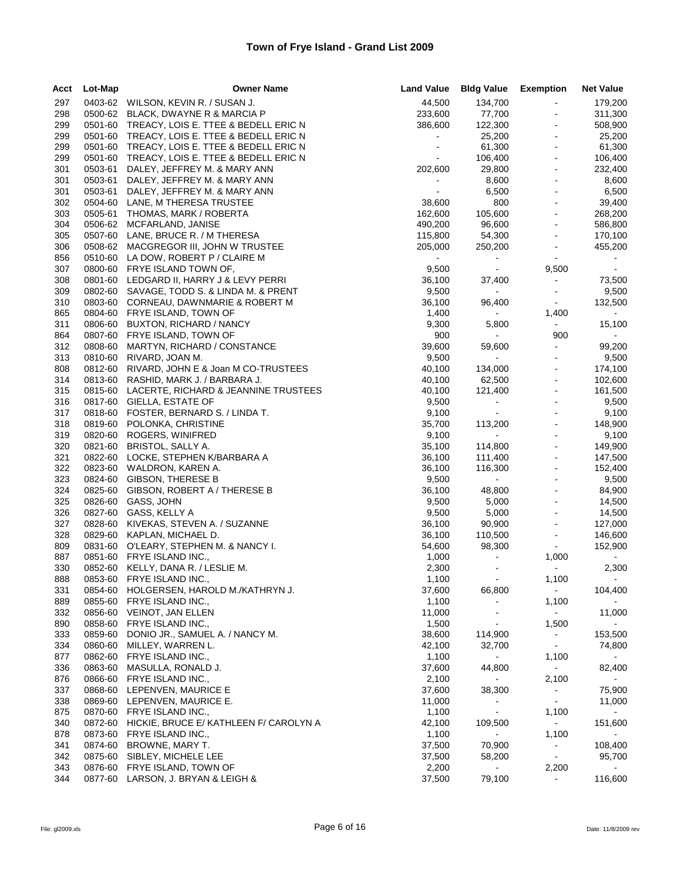# Town of Frye Island - Grand List 2009

| Acct | Lot-Map | Owner Name | Land Value | Bldg Value | Exemption | Net Value |
|---|---|---|---|---|---|---|
| 297 | 0403-62 | WILSON, KEVIN R. / SUSAN J. | 44,500 | 134,700 | - | 179,200 |
| 298 | 0500-62 | BLACK, DWAYNE R & MARCIA P | 233,600 | 77,700 | - | 311,300 |
| 299 | 0501-60 | TREACY, LOIS E. TTEE & BEDELL ERIC N | 386,600 | 122,300 | - | 508,900 |
| 299 | 0501-60 | TREACY, LOIS E. TTEE & BEDELL ERIC N | - | 25,200 | - | 25,200 |
| 299 | 0501-60 | TREACY, LOIS E. TTEE & BEDELL ERIC N | - | 61,300 | - | 61,300 |
| 299 | 0501-60 | TREACY, LOIS E. TTEE & BEDELL ERIC N | - | 106,400 | - | 106,400 |
| 301 | 0503-61 | DALEY, JEFFREY M. & MARY ANN | 202,600 | 29,800 | - | 232,400 |
| 301 | 0503-61 | DALEY, JEFFREY M. & MARY ANN | - | 8,600 | - | 8,600 |
| 301 | 0503-61 | DALEY, JEFFREY M. & MARY ANN | - | 6,500 | - | 6,500 |
| 302 | 0504-60 | LANE, M THERESA TRUSTEE | 38,600 | 800 | - | 39,400 |
| 303 | 0505-61 | THOMAS, MARK / ROBERTA | 162,600 | 105,600 | - | 268,200 |
| 304 | 0506-62 | MCFARLAND, JANISE | 490,200 | 96,600 | - | 586,800 |
| 305 | 0507-60 | LANE, BRUCE R. / M THERESA | 115,800 | 54,300 | - | 170,100 |
| 306 | 0508-62 | MACGREGOR III, JOHN W TRUSTEE | 205,000 | 250,200 | - | 455,200 |
| 856 | 0510-60 | LA DOW, ROBERT P / CLAIRE M | - | - | - | - |
| 307 | 0800-60 | FRYE ISLAND TOWN OF, | 9,500 | - | 9,500 | - |
| 308 | 0801-60 | LEDGARD II, HARRY J & LEVY PERRI | 36,100 | 37,400 | - | 73,500 |
| 309 | 0802-60 | SAVAGE, TODD S. & LINDA M. & PRENT | 9,500 | - | - | 9,500 |
| 310 | 0803-60 | CORNEAU, DAWNMARIE & ROBERT M | 36,100 | 96,400 | - | 132,500 |
| 865 | 0804-60 | FRYE ISLAND, TOWN OF | 1,400 | - | 1,400 | - |
| 311 | 0806-60 | BUXTON, RICHARD / NANCY | 9,300 | 5,800 | - | 15,100 |
| 864 | 0807-60 | FRYE ISLAND, TOWN OF | 900 | - | 900 | - |
| 312 | 0808-60 | MARTYN, RICHARD / CONSTANCE | 39,600 | 59,600 | - | 99,200 |
| 313 | 0810-60 | RIVARD, JOAN M. | 9,500 | - | - | 9,500 |
| 808 | 0812-60 | RIVARD, JOHN E & Joan M CO-TRUSTEES | 40,100 | 134,000 | - | 174,100 |
| 314 | 0813-60 | RASHID, MARK J. / BARBARA J. | 40,100 | 62,500 | - | 102,600 |
| 315 | 0815-60 | LACERTE, RICHARD & JEANNINE TRUSTEES | 40,100 | 121,400 | - | 161,500 |
| 316 | 0817-60 | GIELLA, ESTATE OF | 9,500 | - | - | 9,500 |
| 317 | 0818-60 | FOSTER, BERNARD S. / LINDA T. | 9,100 | - | - | 9,100 |
| 318 | 0819-60 | POLONKA, CHRISTINE | 35,700 | 113,200 | - | 148,900 |
| 319 | 0820-60 | ROGERS, WINIFRED | 9,100 | - | - | 9,100 |
| 320 | 0821-60 | BRISTOL, SALLY A. | 35,100 | 114,800 | - | 149,900 |
| 321 | 0822-60 | LOCKE, STEPHEN K/BARBARA A | 36,100 | 111,400 | - | 147,500 |
| 322 | 0823-60 | WALDRON, KAREN A. | 36,100 | 116,300 | - | 152,400 |
| 323 | 0824-60 | GIBSON, THERESE B | 9,500 | - | - | 9,500 |
| 324 | 0825-60 | GIBSON, ROBERT A / THERESE B | 36,100 | 48,800 | - | 84,900 |
| 325 | 0826-60 | GASS, JOHN | 9,500 | 5,000 | - | 14,500 |
| 326 | 0827-60 | GASS, KELLY A | 9,500 | 5,000 | - | 14,500 |
| 327 | 0828-60 | KIVEKAS, STEVEN A. / SUZANNE | 36,100 | 90,900 | - | 127,000 |
| 328 | 0829-60 | KAPLAN, MICHAEL D. | 36,100 | 110,500 | - | 146,600 |
| 809 | 0831-60 | O'LEARY, STEPHEN M. & NANCY I. | 54,600 | 98,300 | - | 152,900 |
| 887 | 0851-60 | FRYE ISLAND INC., | 1,000 | - | 1,000 | - |
| 330 | 0852-60 | KELLY, DANA R. / LESLIE M. | 2,300 | - | - | 2,300 |
| 888 | 0853-60 | FRYE ISLAND INC., | 1,100 | - | 1,100 | - |
| 331 | 0854-60 | HOLGERSEN, HAROLD M./KATHRYN J. | 37,600 | 66,800 | - | 104,400 |
| 889 | 0855-60 | FRYE ISLAND INC., | 1,100 | - | 1,100 | - |
| 332 | 0856-60 | VEINOT, JAN ELLEN | 11,000 | - | - | 11,000 |
| 890 | 0858-60 | FRYE ISLAND INC., | 1,500 | - | 1,500 | - |
| 333 | 0859-60 | DONIO JR., SAMUEL A. / NANCY M. | 38,600 | 114,900 | - | 153,500 |
| 334 | 0860-60 | MILLEY, WARREN L. | 42,100 | 32,700 | - | 74,800 |
| 877 | 0862-60 | FRYE ISLAND INC., | 1,100 | - | 1,100 | - |
| 336 | 0863-60 | MASULLA, RONALD J. | 37,600 | 44,800 | - | 82,400 |
| 876 | 0866-60 | FRYE ISLAND INC., | 2,100 | - | 2,100 | - |
| 337 | 0868-60 | LEPENVEN, MAURICE E | 37,600 | 38,300 | - | 75,900 |
| 338 | 0869-60 | LEPENVEN, MAURICE E. | 11,000 | - | - | 11,000 |
| 875 | 0870-60 | FRYE ISLAND INC., | 1,100 | - | 1,100 | - |
| 340 | 0872-60 | HICKIE, BRUCE E/ KATHLEEN F/ CAROLYN A | 42,100 | 109,500 | - | 151,600 |
| 878 | 0873-60 | FRYE ISLAND INC., | 1,100 | - | 1,100 | - |
| 341 | 0874-60 | BROWNE, MARY T. | 37,500 | 70,900 | - | 108,400 |
| 342 | 0875-60 | SIBLEY, MICHELE LEE | 37,500 | 58,200 | - | 95,700 |
| 343 | 0876-60 | FRYE ISLAND, TOWN OF | 2,200 | - | 2,200 | - |
| 344 | 0877-60 | LARSON, J. BRYAN & LEIGH & | 37,500 | 79,100 | - | 116,600 |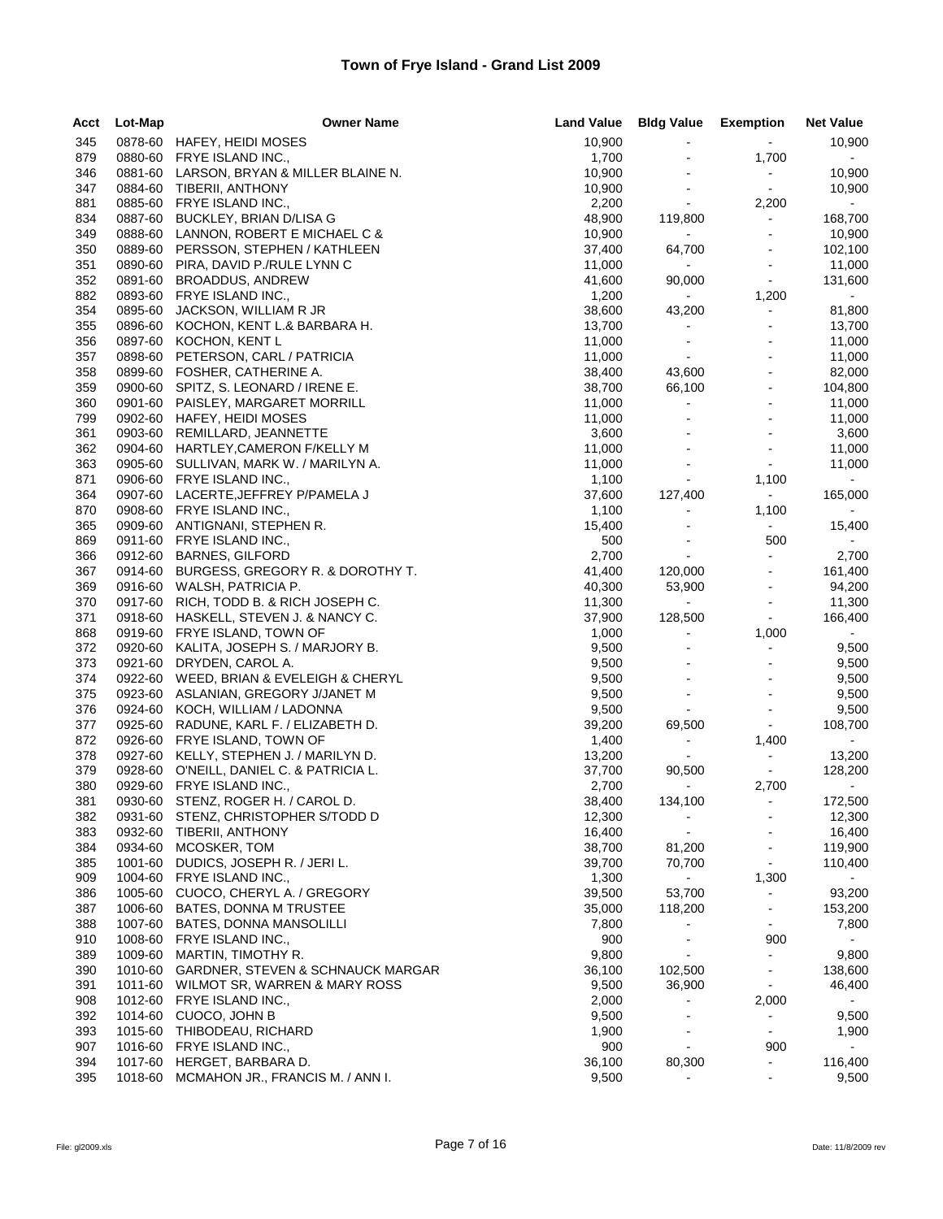# Town of Frye Island - Grand List 2009

| Acct | Lot-Map | Owner Name | Land Value | Bldg Value | Exemption | Net Value |
|---|---|---|---|---|---|---|
| 345 | 0878-60 | HAFEY, HEIDI MOSES | 10,900 | - | - | 10,900 |
| 879 | 0880-60 | FRYE ISLAND INC., | 1,700 | - | 1,700 | - |
| 346 | 0881-60 | LARSON, BRYAN & MILLER BLAINE N. | 10,900 | - | - | 10,900 |
| 347 | 0884-60 | TIBERII, ANTHONY | 10,900 | - | - | 10,900 |
| 881 | 0885-60 | FRYE ISLAND INC., | 2,200 | - | 2,200 | - |
| 834 | 0887-60 | BUCKLEY, BRIAN D/LISA G | 48,900 | 119,800 | - | 168,700 |
| 349 | 0888-60 | LANNON, ROBERT E MICHAEL C & | 10,900 | - | - | 10,900 |
| 350 | 0889-60 | PERSSON, STEPHEN / KATHLEEN | 37,400 | 64,700 | - | 102,100 |
| 351 | 0890-60 | PIRA, DAVID P./RULE LYNN C | 11,000 | - | - | 11,000 |
| 352 | 0891-60 | BROADDUS, ANDREW | 41,600 | 90,000 | - | 131,600 |
| 882 | 0893-60 | FRYE ISLAND INC., | 1,200 | - | 1,200 | - |
| 354 | 0895-60 | JACKSON, WILLIAM R JR | 38,600 | 43,200 | - | 81,800 |
| 355 | 0896-60 | KOCHON, KENT L.& BARBARA H. | 13,700 | - | - | 13,700 |
| 356 | 0897-60 | KOCHON, KENT L | 11,000 | - | - | 11,000 |
| 357 | 0898-60 | PETERSON, CARL / PATRICIA | 11,000 | - | - | 11,000 |
| 358 | 0899-60 | FOSHER, CATHERINE A. | 38,400 | 43,600 | - | 82,000 |
| 359 | 0900-60 | SPITZ, S. LEONARD / IRENE E. | 38,700 | 66,100 | - | 104,800 |
| 360 | 0901-60 | PAISLEY, MARGARET MORRILL | 11,000 | - | - | 11,000 |
| 799 | 0902-60 | HAFEY, HEIDI MOSES | 11,000 | - | - | 11,000 |
| 361 | 0903-60 | REMILLARD, JEANNETTE | 3,600 | - | - | 3,600 |
| 362 | 0904-60 | HARTLEY,CAMERON F/KELLY M | 11,000 | - | - | 11,000 |
| 363 | 0905-60 | SULLIVAN, MARK W. / MARILYN A. | 11,000 | - | - | 11,000 |
| 871 | 0906-60 | FRYE ISLAND INC., | 1,100 | - | 1,100 | - |
| 364 | 0907-60 | LACERTE,JEFFREY P/PAMELA J | 37,600 | 127,400 | - | 165,000 |
| 870 | 0908-60 | FRYE ISLAND INC., | 1,100 | - | 1,100 | - |
| 365 | 0909-60 | ANTIGNANI, STEPHEN R. | 15,400 | - | - | 15,400 |
| 869 | 0911-60 | FRYE ISLAND INC., | 500 | - | 500 | - |
| 366 | 0912-60 | BARNES, GILFORD | 2,700 | - | - | 2,700 |
| 367 | 0914-60 | BURGESS, GREGORY R. & DOROTHY T. | 41,400 | 120,000 | - | 161,400 |
| 369 | 0916-60 | WALSH, PATRICIA P. | 40,300 | 53,900 | - | 94,200 |
| 370 | 0917-60 | RICH, TODD B. & RICH JOSEPH C. | 11,300 | - | - | 11,300 |
| 371 | 0918-60 | HASKELL, STEVEN J. & NANCY C. | 37,900 | 128,500 | - | 166,400 |
| 868 | 0919-60 | FRYE ISLAND, TOWN OF | 1,000 | - | 1,000 | - |
| 372 | 0920-60 | KALITA, JOSEPH S. / MARJORY B. | 9,500 | - | - | 9,500 |
| 373 | 0921-60 | DRYDEN, CAROL A. | 9,500 | - | - | 9,500 |
| 374 | 0922-60 | WEED, BRIAN & EVELEIGH & CHERYL | 9,500 | - | - | 9,500 |
| 375 | 0923-60 | ASLANIAN, GREGORY J/JANET M | 9,500 | - | - | 9,500 |
| 376 | 0924-60 | KOCH, WILLIAM / LADONNA | 9,500 | - | - | 9,500 |
| 377 | 0925-60 | RADUNE, KARL F. / ELIZABETH D. | 39,200 | 69,500 | - | 108,700 |
| 872 | 0926-60 | FRYE ISLAND, TOWN OF | 1,400 | - | 1,400 | - |
| 378 | 0927-60 | KELLY, STEPHEN J. / MARILYN D. | 13,200 | - | - | 13,200 |
| 379 | 0928-60 | O'NEILL, DANIEL C. & PATRICIA L. | 37,700 | 90,500 | - | 128,200 |
| 380 | 0929-60 | FRYE ISLAND INC., | 2,700 | - | 2,700 | - |
| 381 | 0930-60 | STENZ, ROGER H. / CAROL D. | 38,400 | 134,100 | - | 172,500 |
| 382 | 0931-60 | STENZ, CHRISTOPHER S/TODD D | 12,300 | - | - | 12,300 |
| 383 | 0932-60 | TIBERII, ANTHONY | 16,400 | - | - | 16,400 |
| 384 | 0934-60 | MCOSKER, TOM | 38,700 | 81,200 | - | 119,900 |
| 385 | 1001-60 | DUDICS, JOSEPH R. / JERI L. | 39,700 | 70,700 | - | 110,400 |
| 909 | 1004-60 | FRYE ISLAND INC., | 1,300 | - | 1,300 | - |
| 386 | 1005-60 | CUOCO, CHERYL A. / GREGORY | 39,500 | 53,700 | - | 93,200 |
| 387 | 1006-60 | BATES, DONNA M TRUSTEE | 35,000 | 118,200 | - | 153,200 |
| 388 | 1007-60 | BATES, DONNA MANSOLILLI | 7,800 | - | - | 7,800 |
| 910 | 1008-60 | FRYE ISLAND INC., | 900 | - | 900 | - |
| 389 | 1009-60 | MARTIN, TIMOTHY R. | 9,800 | - | - | 9,800 |
| 390 | 1010-60 | GARDNER, STEVEN & SCHNAUCK MARGAR | 36,100 | 102,500 | - | 138,600 |
| 391 | 1011-60 | WILMOT SR, WARREN & MARY ROSS | 9,500 | 36,900 | - | 46,400 |
| 908 | 1012-60 | FRYE ISLAND INC., | 2,000 | - | 2,000 | - |
| 392 | 1014-60 | CUOCO, JOHN B | 9,500 | - | - | 9,500 |
| 393 | 1015-60 | THIBODEAU, RICHARD | 1,900 | - | - | 1,900 |
| 907 | 1016-60 | FRYE ISLAND INC., | 900 | - | 900 | - |
| 394 | 1017-60 | HERGET, BARBARA D. | 36,100 | 80,300 | - | 116,400 |
| 395 | 1018-60 | MCMAHON JR., FRANCIS M. / ANN I. | 9,500 | - | - | 9,500 |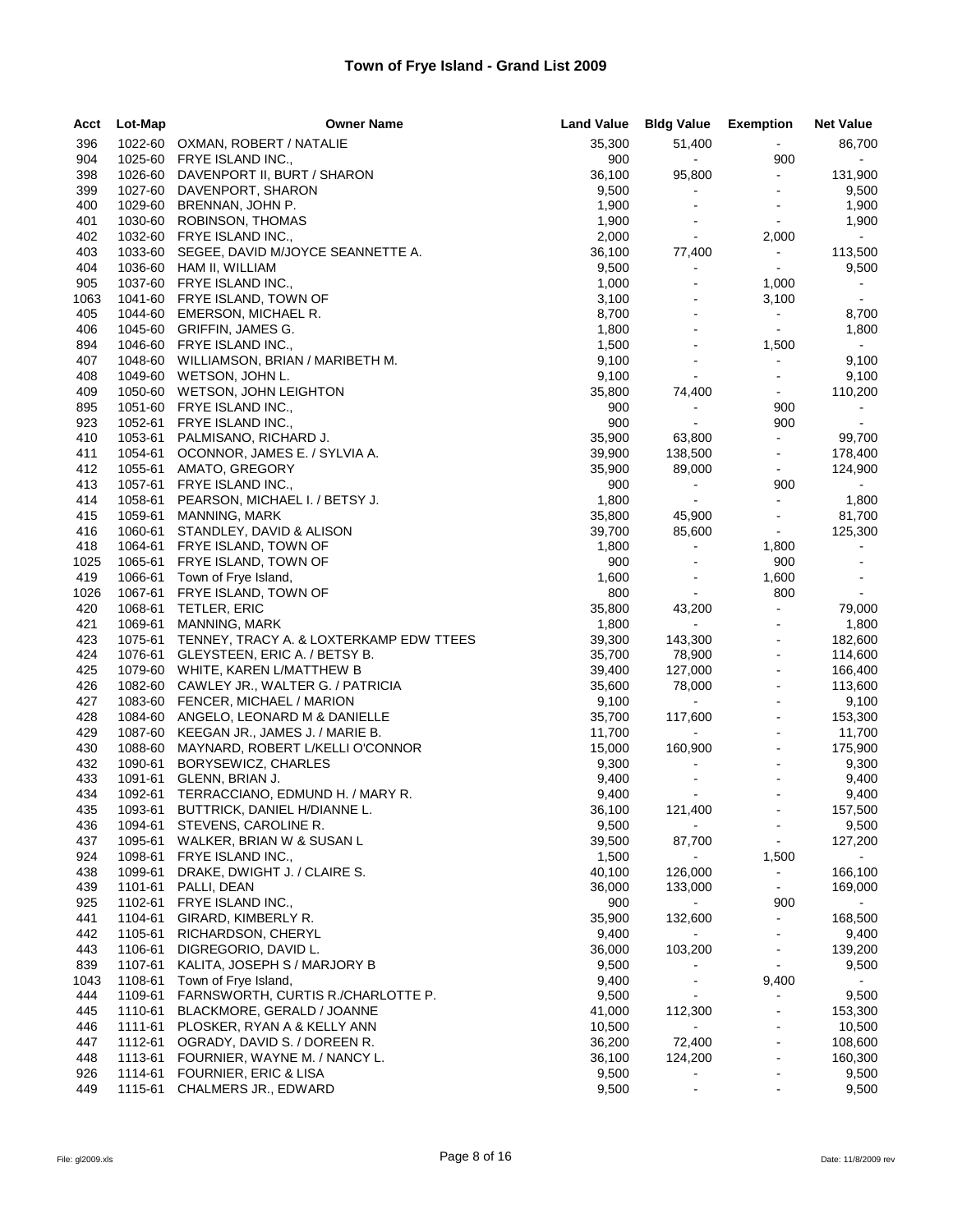# Town of Frye Island - Grand List 2009

| Acct | Lot-Map | Owner Name | Land Value | Bldg Value | Exemption | Net Value |
|---|---|---|---|---|---|---|
| 396 | 1022-60 | OXMAN, ROBERT / NATALIE | 35,300 | 51,400 | - | 86,700 |
| 904 | 1025-60 | FRYE ISLAND INC., | 900 | - | 900 | - |
| 398 | 1026-60 | DAVENPORT II, BURT / SHARON | 36,100 | 95,800 | - | 131,900 |
| 399 | 1027-60 | DAVENPORT, SHARON | 9,500 | - | - | 9,500 |
| 400 | 1029-60 | BRENNAN, JOHN P. | 1,900 | - | - | 1,900 |
| 401 | 1030-60 | ROBINSON, THOMAS | 1,900 | - | - | 1,900 |
| 402 | 1032-60 | FRYE ISLAND INC., | 2,000 | - | 2,000 | - |
| 403 | 1033-60 | SEGEE, DAVID M/JOYCE SEANNETTE A. | 36,100 | 77,400 | - | 113,500 |
| 404 | 1036-60 | HAM II, WILLIAM | 9,500 | - | - | 9,500 |
| 905 | 1037-60 | FRYE ISLAND INC., | 1,000 | - | 1,000 | - |
| 1063 | 1041-60 | FRYE ISLAND, TOWN OF | 3,100 | - | 3,100 | - |
| 405 | 1044-60 | EMERSON, MICHAEL R. | 8,700 | - | - | 8,700 |
| 406 | 1045-60 | GRIFFIN, JAMES G. | 1,800 | - | - | 1,800 |
| 894 | 1046-60 | FRYE ISLAND INC., | 1,500 | - | 1,500 | - |
| 407 | 1048-60 | WILLIAMSON, BRIAN / MARIBETH M. | 9,100 | - | - | 9,100 |
| 408 | 1049-60 | WETSON, JOHN L. | 9,100 | - | - | 9,100 |
| 409 | 1050-60 | WETSON, JOHN LEIGHTON | 35,800 | 74,400 | - | 110,200 |
| 895 | 1051-60 | FRYE ISLAND INC., | 900 | - | 900 | - |
| 923 | 1052-61 | FRYE ISLAND INC., | 900 | - | 900 | - |
| 410 | 1053-61 | PALMISANO, RICHARD J. | 35,900 | 63,800 | - | 99,700 |
| 411 | 1054-61 | OCONNOR, JAMES E. / SYLVIA A. | 39,900 | 138,500 | - | 178,400 |
| 412 | 1055-61 | AMATO, GREGORY | 35,900 | 89,000 | - | 124,900 |
| 413 | 1057-61 | FRYE ISLAND INC., | 900 | - | 900 | - |
| 414 | 1058-61 | PEARSON, MICHAEL I. / BETSY J. | 1,800 | - | - | 1,800 |
| 415 | 1059-61 | MANNING, MARK | 35,800 | 45,900 | - | 81,700 |
| 416 | 1060-61 | STANDLEY, DAVID & ALISON | 39,700 | 85,600 | - | 125,300 |
| 418 | 1064-61 | FRYE ISLAND, TOWN OF | 1,800 | - | 1,800 | - |
| 1025 | 1065-61 | FRYE ISLAND, TOWN OF | 900 | - | 900 | - |
| 419 | 1066-61 | Town of Frye Island, | 1,600 | - | 1,600 | - |
| 1026 | 1067-61 | FRYE ISLAND, TOWN OF | 800 | - | 800 | - |
| 420 | 1068-61 | TETLER, ERIC | 35,800 | 43,200 | - | 79,000 |
| 421 | 1069-61 | MANNING, MARK | 1,800 | - | - | 1,800 |
| 423 | 1075-61 | TENNEY, TRACY A. & LOXTERKAMP EDW TTEES | 39,300 | 143,300 | - | 182,600 |
| 424 | 1076-61 | GLEYSTEEN, ERIC A. / BETSY B. | 35,700 | 78,900 | - | 114,600 |
| 425 | 1079-60 | WHITE, KAREN L/MATTHEW B | 39,400 | 127,000 | - | 166,400 |
| 426 | 1082-60 | CAWLEY JR., WALTER G. / PATRICIA | 35,600 | 78,000 | - | 113,600 |
| 427 | 1083-60 | FENCER, MICHAEL / MARION | 9,100 | - | - | 9,100 |
| 428 | 1084-60 | ANGELO, LEONARD M & DANIELLE | 35,700 | 117,600 | - | 153,300 |
| 429 | 1087-60 | KEEGAN JR., JAMES J. / MARIE B. | 11,700 | - | - | 11,700 |
| 430 | 1088-60 | MAYNARD, ROBERT L/KELLI O'CONNOR | 15,000 | 160,900 | - | 175,900 |
| 432 | 1090-61 | BORYSEWICZ, CHARLES | 9,300 | - | - | 9,300 |
| 433 | 1091-61 | GLENN, BRIAN J. | 9,400 | - | - | 9,400 |
| 434 | 1092-61 | TERRACCIANO, EDMUND H. / MARY R. | 9,400 | - | - | 9,400 |
| 435 | 1093-61 | BUTTRICK, DANIEL H/DIANNE L. | 36,100 | 121,400 | - | 157,500 |
| 436 | 1094-61 | STEVENS, CAROLINE R. | 9,500 | - | - | 9,500 |
| 437 | 1095-61 | WALKER, BRIAN W & SUSAN L | 39,500 | 87,700 | - | 127,200 |
| 924 | 1098-61 | FRYE ISLAND INC., | 1,500 | - | 1,500 | - |
| 438 | 1099-61 | DRAKE, DWIGHT J. / CLAIRE S. | 40,100 | 126,000 | - | 166,100 |
| 439 | 1101-61 | PALLI, DEAN | 36,000 | 133,000 | - | 169,000 |
| 925 | 1102-61 | FRYE ISLAND INC., | 900 | - | 900 | - |
| 441 | 1104-61 | GIRARD, KIMBERLY R. | 35,900 | 132,600 | - | 168,500 |
| 442 | 1105-61 | RICHARDSON, CHERYL | 9,400 | - | - | 9,400 |
| 443 | 1106-61 | DIGREGORIO, DAVID L. | 36,000 | 103,200 | - | 139,200 |
| 839 | 1107-61 | KALITA, JOSEPH S / MARJORY B | 9,500 | - | - | 9,500 |
| 1043 | 1108-61 | Town of Frye Island, | 9,400 | - | 9,400 | - |
| 444 | 1109-61 | FARNSWORTH, CURTIS R./CHARLOTTE P. | 9,500 | - | - | 9,500 |
| 445 | 1110-61 | BLACKMORE, GERALD / JOANNE | 41,000 | 112,300 | - | 153,300 |
| 446 | 1111-61 | PLOSKER, RYAN A & KELLY ANN | 10,500 | - | - | 10,500 |
| 447 | 1112-61 | OGRADY, DAVID S. / DOREEN R. | 36,200 | 72,400 | - | 108,600 |
| 448 | 1113-61 | FOURNIER, WAYNE M. / NANCY L. | 36,100 | 124,200 | - | 160,300 |
| 926 | 1114-61 | FOURNIER, ERIC & LISA | 9,500 | - | - | 9,500 |
| 449 | 1115-61 | CHALMERS JR., EDWARD | 9,500 | - | - | 9,500 |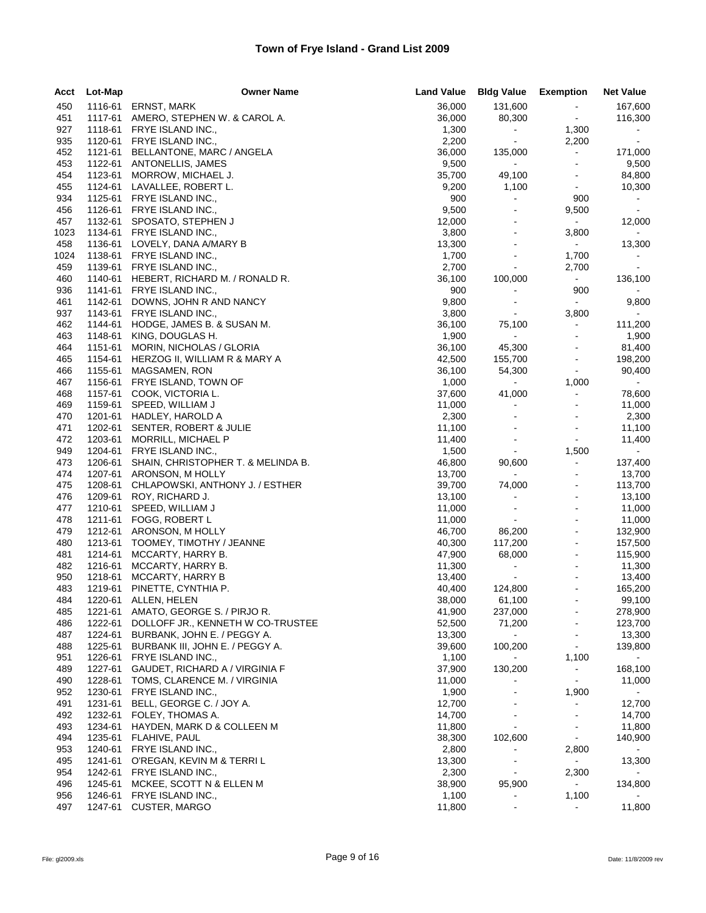# Town of Frye Island - Grand List 2009

| Acct | Lot-Map | Owner Name | Land Value | Bldg Value | Exemption | Net Value |
|---|---|---|---|---|---|---|
| 450 | 1116-61 | ERNST, MARK | 36,000 | 131,600 | - | 167,600 |
| 451 | 1117-61 | AMERO, STEPHEN W. & CAROL A. | 36,000 | 80,300 | - | 116,300 |
| 927 | 1118-61 | FRYE ISLAND INC., | 1,300 | - | 1,300 | - |
| 935 | 1120-61 | FRYE ISLAND INC., | 2,200 | - | 2,200 | - |
| 452 | 1121-61 | BELLANTONE, MARC / ANGELA | 36,000 | 135,000 | - | 171,000 |
| 453 | 1122-61 | ANTONELLIS, JAMES | 9,500 | - | - | 9,500 |
| 454 | 1123-61 | MORROW, MICHAEL J. | 35,700 | 49,100 | - | 84,800 |
| 455 | 1124-61 | LAVALLEE, ROBERT L. | 9,200 | 1,100 | - | 10,300 |
| 934 | 1125-61 | FRYE ISLAND INC., | 900 | - | 900 | - |
| 456 | 1126-61 | FRYE ISLAND INC., | 9,500 | - | 9,500 | - |
| 457 | 1132-61 | SPOSATO, STEPHEN J | 12,000 | - | - | 12,000 |
| 1023 | 1134-61 | FRYE ISLAND INC., | 3,800 | - | 3,800 | - |
| 458 | 1136-61 | LOVELY, DANA A/MARY B | 13,300 | - | - | 13,300 |
| 1024 | 1138-61 | FRYE ISLAND INC., | 1,700 | - | 1,700 | - |
| 459 | 1139-61 | FRYE ISLAND INC., | 2,700 | - | 2,700 | - |
| 460 | 1140-61 | HEBERT, RICHARD M. / RONALD R. | 36,100 | 100,000 | - | 136,100 |
| 936 | 1141-61 | FRYE ISLAND INC., | 900 | - | 900 | - |
| 461 | 1142-61 | DOWNS, JOHN R AND NANCY | 9,800 | - | - | 9,800 |
| 937 | 1143-61 | FRYE ISLAND INC., | 3,800 | - | 3,800 | - |
| 462 | 1144-61 | HODGE, JAMES B. & SUSAN M. | 36,100 | 75,100 | - | 111,200 |
| 463 | 1148-61 | KING, DOUGLAS H. | 1,900 | - | - | 1,900 |
| 464 | 1151-61 | MORIN, NICHOLAS / GLORIA | 36,100 | 45,300 | - | 81,400 |
| 465 | 1154-61 | HERZOG II, WILLIAM R & MARY A | 42,500 | 155,700 | - | 198,200 |
| 466 | 1155-61 | MAGSAMEN, RON | 36,100 | 54,300 | - | 90,400 |
| 467 | 1156-61 | FRYE ISLAND, TOWN OF | 1,000 | - | 1,000 | - |
| 468 | 1157-61 | COOK, VICTORIA L. | 37,600 | 41,000 | - | 78,600 |
| 469 | 1159-61 | SPEED, WILLIAM J | 11,000 | - | - | 11,000 |
| 470 | 1201-61 | HADLEY, HAROLD A | 2,300 | - | - | 2,300 |
| 471 | 1202-61 | SENTER, ROBERT & JULIE | 11,100 | - | - | 11,100 |
| 472 | 1203-61 | MORRILL, MICHAEL P | 11,400 | - | - | 11,400 |
| 949 | 1204-61 | FRYE ISLAND INC., | 1,500 | - | 1,500 | - |
| 473 | 1206-61 | SHAIN, CHRISTOPHER T. & MELINDA B. | 46,800 | 90,600 | - | 137,400 |
| 474 | 1207-61 | ARONSON, M HOLLY | 13,700 | - | - | 13,700 |
| 475 | 1208-61 | CHLAPOWSKI, ANTHONY J. / ESTHER | 39,700 | 74,000 | - | 113,700 |
| 476 | 1209-61 | ROY, RICHARD J. | 13,100 | - | - | 13,100 |
| 477 | 1210-61 | SPEED, WILLIAM J | 11,000 | - | - | 11,000 |
| 478 | 1211-61 | FOGG, ROBERT L | 11,000 | - | - | 11,000 |
| 479 | 1212-61 | ARONSON, M HOLLY | 46,700 | 86,200 | - | 132,900 |
| 480 | 1213-61 | TOOMEY, TIMOTHY / JEANNE | 40,300 | 117,200 | - | 157,500 |
| 481 | 1214-61 | MCCARTY, HARRY B. | 47,900 | 68,000 | - | 115,900 |
| 482 | 1216-61 | MCCARTY, HARRY B. | 11,300 | - | - | 11,300 |
| 950 | 1218-61 | MCCARTY, HARRY B | 13,400 | - | - | 13,400 |
| 483 | 1219-61 | PINETTE, CYNTHIA P. | 40,400 | 124,800 | - | 165,200 |
| 484 | 1220-61 | ALLEN, HELEN | 38,000 | 61,100 | - | 99,100 |
| 485 | 1221-61 | AMATO, GEORGE S. / PIRJO R. | 41,900 | 237,000 | - | 278,900 |
| 486 | 1222-61 | DOLLOFF JR., KENNETH W CO-TRUSTEE | 52,500 | 71,200 | - | 123,700 |
| 487 | 1224-61 | BURBANK, JOHN E. / PEGGY A. | 13,300 | - | - | 13,300 |
| 488 | 1225-61 | BURBANK III, JOHN E. / PEGGY A. | 39,600 | 100,200 | - | 139,800 |
| 951 | 1226-61 | FRYE ISLAND INC., | 1,100 | - | 1,100 | - |
| 489 | 1227-61 | GAUDET, RICHARD A / VIRGINIA F | 37,900 | 130,200 | - | 168,100 |
| 490 | 1228-61 | TOMS, CLARENCE M. / VIRGINIA | 11,000 | - | - | 11,000 |
| 952 | 1230-61 | FRYE ISLAND INC., | 1,900 | - | 1,900 | - |
| 491 | 1231-61 | BELL, GEORGE C. / JOY A. | 12,700 | - | - | 12,700 |
| 492 | 1232-61 | FOLEY, THOMAS A. | 14,700 | - | - | 14,700 |
| 493 | 1234-61 | HAYDEN, MARK D & COLLEEN M | 11,800 | - | - | 11,800 |
| 494 | 1235-61 | FLAHIVE, PAUL | 38,300 | 102,600 | - | 140,900 |
| 953 | 1240-61 | FRYE ISLAND INC., | 2,800 | - | 2,800 | - |
| 495 | 1241-61 | O'REGAN, KEVIN M & TERRI L | 13,300 | - | - | 13,300 |
| 954 | 1242-61 | FRYE ISLAND INC., | 2,300 | - | 2,300 | - |
| 496 | 1245-61 | MCKEE, SCOTT N & ELLEN M | 38,900 | 95,900 | - | 134,800 |
| 956 | 1246-61 | FRYE ISLAND INC., | 1,100 | - | 1,100 | - |
| 497 | 1247-61 | CUSTER, MARGO | 11,800 | - | - | 11,800 |

File: gl2009.xls

Date: 11/8/2009 rev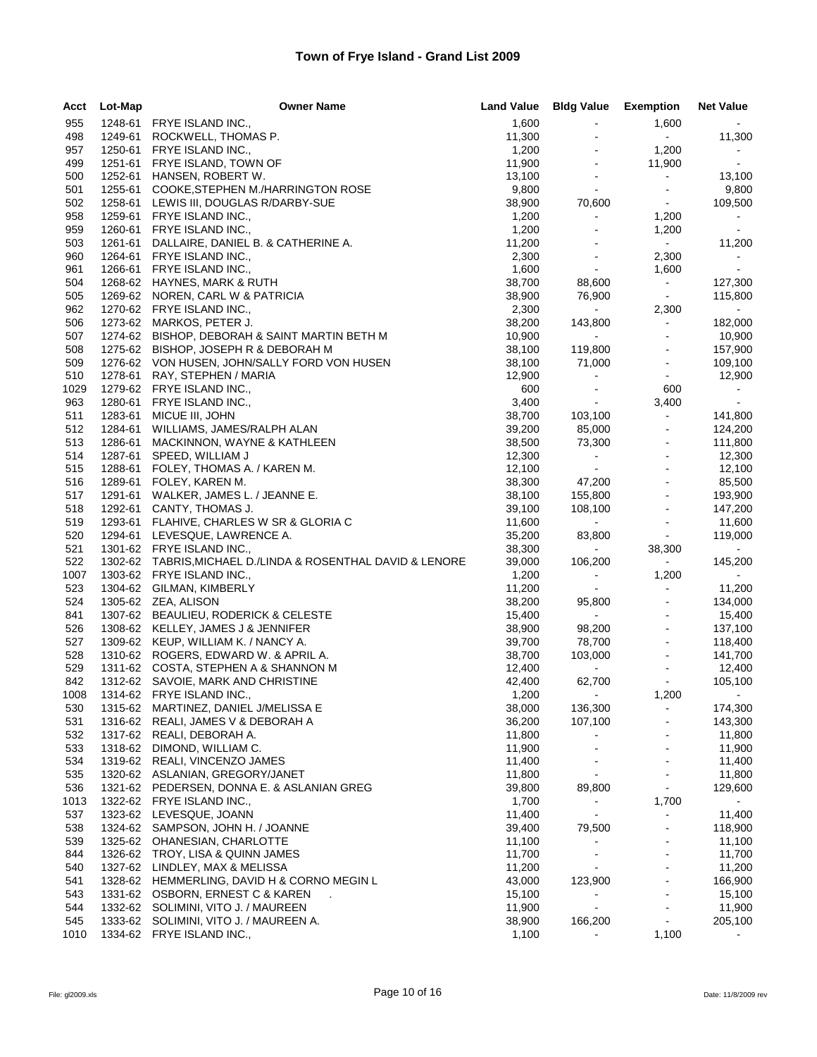# Town of Frye Island - Grand List 2009

| Acct | Lot-Map | Owner Name | Land Value | Bldg Value | Exemption | Net Value |
|---|---|---|---|---|---|---|
| 955 | 1248-61 | FRYE ISLAND INC., | 1,600 | - | 1,600 | - |
| 498 | 1249-61 | ROCKWELL, THOMAS P. | 11,300 | - | - | 11,300 |
| 957 | 1250-61 | FRYE ISLAND INC., | 1,200 | - | 1,200 | - |
| 499 | 1251-61 | FRYE ISLAND, TOWN OF | 11,900 | - | 11,900 | - |
| 500 | 1252-61 | HANSEN, ROBERT W. | 13,100 | - | - | 13,100 |
| 501 | 1255-61 | COOKE,STEPHEN M./HARRINGTON ROSE | 9,800 | - | - | 9,800 |
| 502 | 1258-61 | LEWIS III, DOUGLAS R/DARBY-SUE | 38,900 | 70,600 | - | 109,500 |
| 958 | 1259-61 | FRYE ISLAND INC., | 1,200 | - | 1,200 | - |
| 959 | 1260-61 | FRYE ISLAND INC., | 1,200 | - | 1,200 | - |
| 503 | 1261-61 | DALLAIRE, DANIEL B. & CATHERINE A. | 11,200 | - | - | 11,200 |
| 960 | 1264-61 | FRYE ISLAND INC., | 2,300 | - | 2,300 | - |
| 961 | 1266-61 | FRYE ISLAND INC., | 1,600 | - | 1,600 | - |
| 504 | 1268-62 | HAYNES, MARK & RUTH | 38,700 | 88,600 | - | 127,300 |
| 505 | 1269-62 | NOREN, CARL W & PATRICIA | 38,900 | 76,900 | - | 115,800 |
| 962 | 1270-62 | FRYE ISLAND INC., | 2,300 | - | 2,300 | - |
| 506 | 1273-62 | MARKOS, PETER J. | 38,200 | 143,800 | - | 182,000 |
| 507 | 1274-62 | BISHOP, DEBORAH & SAINT MARTIN BETH M | 10,900 | - | - | 10,900 |
| 508 | 1275-62 | BISHOP, JOSEPH R & DEBORAH M | 38,100 | 119,800 | - | 157,900 |
| 509 | 1276-62 | VON HUSEN, JOHN/SALLY FORD VON HUSEN | 38,100 | 71,000 | - | 109,100 |
| 510 | 1278-61 | RAY, STEPHEN / MARIA | 12,900 | - | - | 12,900 |
| 1029 | 1279-62 | FRYE ISLAND INC., | 600 | - | 600 | - |
| 963 | 1280-61 | FRYE ISLAND INC., | 3,400 | - | 3,400 | - |
| 511 | 1283-61 | MICUE III, JOHN | 38,700 | 103,100 | - | 141,800 |
| 512 | 1284-61 | WILLIAMS, JAMES/RALPH ALAN | 39,200 | 85,000 | - | 124,200 |
| 513 | 1286-61 | MACKINNON, WAYNE & KATHLEEN | 38,500 | 73,300 | - | 111,800 |
| 514 | 1287-61 | SPEED, WILLIAM J | 12,300 | - | - | 12,300 |
| 515 | 1288-61 | FOLEY, THOMAS A. / KAREN M. | 12,100 | - | - | 12,100 |
| 516 | 1289-61 | FOLEY, KAREN M. | 38,300 | 47,200 | - | 85,500 |
| 517 | 1291-61 | WALKER, JAMES L. / JEANNE E. | 38,100 | 155,800 | - | 193,900 |
| 518 | 1292-61 | CANTY, THOMAS J. | 39,100 | 108,100 | - | 147,200 |
| 519 | 1293-61 | FLAHIVE, CHARLES W SR & GLORIA C | 11,600 | - | - | 11,600 |
| 520 | 1294-61 | LEVESQUE, LAWRENCE A. | 35,200 | 83,800 | - | 119,000 |
| 521 | 1301-62 | FRYE ISLAND INC., | 38,300 | - | 38,300 | - |
| 522 | 1302-62 | TABRIS,MICHAEL D./LINDA & ROSENTHAL DAVID & LENORE | 39,000 | 106,200 | - | 145,200 |
| 1007 | 1303-62 | FRYE ISLAND INC., | 1,200 | - | 1,200 | - |
| 523 | 1304-62 | GILMAN, KIMBERLY | 11,200 | - | - | 11,200 |
| 524 | 1305-62 | ZEA, ALISON | 38,200 | 95,800 | - | 134,000 |
| 841 | 1307-62 | BEAULIEU, RODERICK & CELESTE | 15,400 | - | - | 15,400 |
| 526 | 1308-62 | KELLEY, JAMES J & JENNIFER | 38,900 | 98,200 | - | 137,100 |
| 527 | 1309-62 | KEUP, WILLIAM K. / NANCY A. | 39,700 | 78,700 | - | 118,400 |
| 528 | 1310-62 | ROGERS, EDWARD W. & APRIL A. | 38,700 | 103,000 | - | 141,700 |
| 529 | 1311-62 | COSTA, STEPHEN A & SHANNON M | 12,400 | - | - | 12,400 |
| 842 | 1312-62 | SAVOIE, MARK AND CHRISTINE | 42,400 | 62,700 | - | 105,100 |
| 1008 | 1314-62 | FRYE ISLAND INC., | 1,200 | - | 1,200 | - |
| 530 | 1315-62 | MARTINEZ, DANIEL J/MELISSA E | 38,000 | 136,300 | - | 174,300 |
| 531 | 1316-62 | REALI, JAMES V & DEBORAH A | 36,200 | 107,100 | - | 143,300 |
| 532 | 1317-62 | REALI, DEBORAH A. | 11,800 | - | - | 11,800 |
| 533 | 1318-62 | DIMOND, WILLIAM C. | 11,900 | - | - | 11,900 |
| 534 | 1319-62 | REALI, VINCENZO JAMES | 11,400 | - | - | 11,400 |
| 535 | 1320-62 | ASLANIAN, GREGORY/JANET | 11,800 | - | - | 11,800 |
| 536 | 1321-62 | PEDERSEN, DONNA E. & ASLANIAN GREG | 39,800 | 89,800 | - | 129,600 |
| 1013 | 1322-62 | FRYE ISLAND INC., | 1,700 | - | 1,700 | - |
| 537 | 1323-62 | LEVESQUE, JOANN | 11,400 | - | - | 11,400 |
| 538 | 1324-62 | SAMPSON, JOHN H. / JOANNE | 39,400 | 79,500 | - | 118,900 |
| 539 | 1325-62 | OHANESIAN, CHARLOTTE | 11,100 | - | - | 11,100 |
| 844 | 1326-62 | TROY, LISA & QUINN JAMES | 11,700 | - | - | 11,700 |
| 540 | 1327-62 | LINDLEY, MAX & MELISSA | 11,200 | - | - | 11,200 |
| 541 | 1328-62 | HEMMERLING, DAVID H & CORNO MEGIN L | 43,000 | 123,900 | - | 166,900 |
| 543 | 1331-62 | OSBORN, ERNEST C & KAREN . | 15,100 | - | - | 15,100 |
| 544 | 1332-62 | SOLIMINI, VITO J. / MAUREEN | 11,900 | - | - | 11,900 |
| 545 | 1333-62 | SOLIMINI, VITO J. / MAUREEN A. | 38,900 | 166,200 | - | 205,100 |
| 1010 | 1334-62 | FRYE ISLAND INC., | 1,100 | - | 1,100 | - |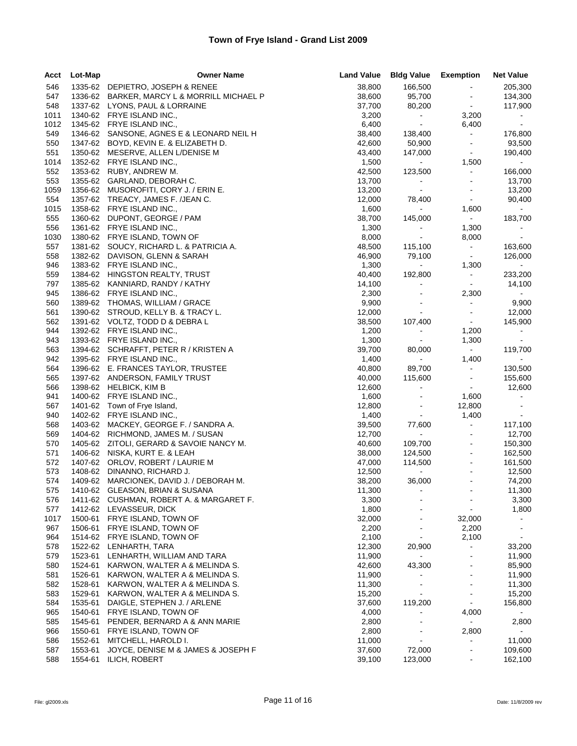# Town of Frye Island - Grand List 2009

| Acct | Lot-Map | Owner Name | Land Value | Bldg Value | Exemption | Net Value |
|---|---|---|---|---|---|---|
| 546 | 1335-62 | DEPIETRO, JOSEPH & RENEE | 38,800 | 166,500 | - | 205,300 |
| 547 | 1336-62 | BARKER, MARCY L & MORRILL MICHAEL P | 38,600 | 95,700 | - | 134,300 |
| 548 | 1337-62 | LYONS, PAUL & LORRAINE | 37,700 | 80,200 | - | 117,900 |
| 1011 | 1340-62 | FRYE ISLAND INC., | 3,200 | - | 3,200 | - |
| 1012 | 1345-62 | FRYE ISLAND INC., | 6,400 | - | 6,400 | - |
| 549 | 1346-62 | SANSONE, AGNES E & LEONARD NEIL H | 38,400 | 138,400 | - | 176,800 |
| 550 | 1347-62 | BOYD, KEVIN E. & ELIZABETH D. | 42,600 | 50,900 | - | 93,500 |
| 551 | 1350-62 | MESERVE, ALLEN L/DENISE M | 43,400 | 147,000 | - | 190,400 |
| 1014 | 1352-62 | FRYE ISLAND INC., | 1,500 | - | 1,500 | - |
| 552 | 1353-62 | RUBY, ANDREW M. | 42,500 | 123,500 | - | 166,000 |
| 553 | 1355-62 | GARLAND, DEBORAH C. | 13,700 | - | - | 13,700 |
| 1059 | 1356-62 | MUSOROFITI, CORY J. / ERIN E. | 13,200 | - | - | 13,200 |
| 554 | 1357-62 | TREACY, JAMES F. /JEAN C. | 12,000 | 78,400 | - | 90,400 |
| 1015 | 1358-62 | FRYE ISLAND INC., | 1,600 | - | 1,600 | - |
| 555 | 1360-62 | DUPONT, GEORGE / PAM | 38,700 | 145,000 | - | 183,700 |
| 556 | 1361-62 | FRYE ISLAND INC., | 1,300 | - | 1,300 | - |
| 1030 | 1380-62 | FRYE ISLAND, TOWN OF | 8,000 | - | 8,000 | - |
| 557 | 1381-62 | SOUCY, RICHARD L. & PATRICIA A. | 48,500 | 115,100 | - | 163,600 |
| 558 | 1382-62 | DAVISON, GLENN & SARAH | 46,900 | 79,100 | - | 126,000 |
| 946 | 1383-62 | FRYE ISLAND INC., | 1,300 | - | 1,300 | - |
| 559 | 1384-62 | HINGSTON REALTY, TRUST | 40,400 | 192,800 | - | 233,200 |
| 797 | 1385-62 | KANNIARD, RANDY / KATHY | 14,100 | - | - | 14,100 |
| 945 | 1386-62 | FRYE ISLAND INC., | 2,300 | - | 2,300 | - |
| 560 | 1389-62 | THOMAS, WILLIAM / GRACE | 9,900 | - | - | 9,900 |
| 561 | 1390-62 | STROUD, KELLY B. & TRACY L. | 12,000 | - | - | 12,000 |
| 562 | 1391-62 | VOLTZ, TODD D & DEBRA L | 38,500 | 107,400 | - | 145,900 |
| 944 | 1392-62 | FRYE ISLAND INC., | 1,200 | - | 1,200 | - |
| 943 | 1393-62 | FRYE ISLAND INC., | 1,300 | - | 1,300 | - |
| 563 | 1394-62 | SCHRAFFT, PETER R / KRISTEN A | 39,700 | 80,000 | - | 119,700 |
| 942 | 1395-62 | FRYE ISLAND INC., | 1,400 | - | 1,400 | - |
| 564 | 1396-62 | E. FRANCES TAYLOR, TRUSTEE | 40,800 | 89,700 | - | 130,500 |
| 565 | 1397-62 | ANDERSON, FAMILY TRUST | 40,000 | 115,600 | - | 155,600 |
| 566 | 1398-62 | HELBICK, KIM B | 12,600 | - | - | 12,600 |
| 941 | 1400-62 | FRYE ISLAND INC., | 1,600 | - | 1,600 | - |
| 567 | 1401-62 | Town of Frye Island, | 12,800 | - | 12,800 | - |
| 940 | 1402-62 | FRYE ISLAND INC., | 1,400 | - | 1,400 | - |
| 568 | 1403-62 | MACKEY, GEORGE F. / SANDRA A. | 39,500 | 77,600 | - | 117,100 |
| 569 | 1404-62 | RICHMOND, JAMES M. / SUSAN | 12,700 | - | - | 12,700 |
| 570 | 1405-62 | ZITOLI, GERARD & SAVOIE NANCY M. | 40,600 | 109,700 | - | 150,300 |
| 571 | 1406-62 | NISKA, KURT E. & LEAH | 38,000 | 124,500 | - | 162,500 |
| 572 | 1407-62 | ORLOV, ROBERT / LAURIE M | 47,000 | 114,500 | - | 161,500 |
| 573 | 1408-62 | DINANNO, RICHARD J. | 12,500 | - | - | 12,500 |
| 574 | 1409-62 | MARCIONEK, DAVID J. / DEBORAH M. | 38,200 | 36,000 | - | 74,200 |
| 575 | 1410-62 | GLEASON, BRIAN & SUSANA | 11,300 | - | - | 11,300 |
| 576 | 1411-62 | CUSHMAN, ROBERT A. & MARGARET F. | 3,300 | - | - | 3,300 |
| 577 | 1412-62 | LEVASSEUR, DICK | 1,800 | - | - | 1,800 |
| 1017 | 1500-61 | FRYE ISLAND, TOWN OF | 32,000 | - | 32,000 | - |
| 967 | 1506-61 | FRYE ISLAND, TOWN OF | 2,200 | - | 2,200 | - |
| 964 | 1514-62 | FRYE ISLAND, TOWN OF | 2,100 | - | 2,100 | - |
| 578 | 1522-62 | LENHARTH, TARA | 12,300 | 20,900 | - | 33,200 |
| 579 | 1523-61 | LENHARTH, WILLIAM AND TARA | 11,900 | - | - | 11,900 |
| 580 | 1524-61 | KARWON, WALTER A & MELINDA S. | 42,600 | 43,300 | - | 85,900 |
| 581 | 1526-61 | KARWON, WALTER A & MELINDA S. | 11,900 | - | - | 11,900 |
| 582 | 1528-61 | KARWON, WALTER A & MELINDA S. | 11,300 | - | - | 11,300 |
| 583 | 1529-61 | KARWON, WALTER A & MELINDA S. | 15,200 | - | - | 15,200 |
| 584 | 1535-61 | DAIGLE, STEPHEN J. / ARLENE | 37,600 | 119,200 | - | 156,800 |
| 965 | 1540-61 | FRYE ISLAND, TOWN OF | 4,000 | - | 4,000 | - |
| 585 | 1545-61 | PENDER, BERNARD A & ANN MARIE | 2,800 | - | - | 2,800 |
| 966 | 1550-61 | FRYE ISLAND, TOWN OF | 2,800 | - | 2,800 | - |
| 586 | 1552-61 | MITCHELL, HAROLD I. | 11,000 | - | - | 11,000 |
| 587 | 1553-61 | JOYCE, DENISE M & JAMES & JOSEPH F | 37,600 | 72,000 | - | 109,600 |
| 588 | 1554-61 | ILICH, ROBERT | 39,100 | 123,000 | - | 162,100 |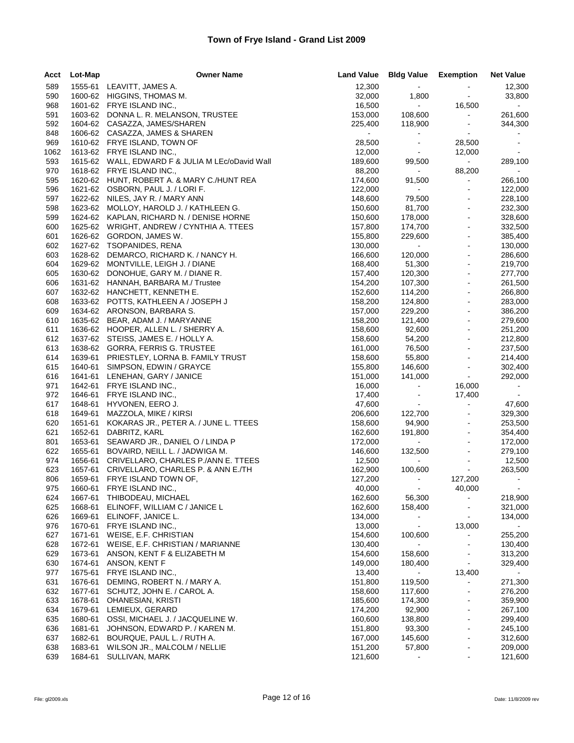# Town of Frye Island - Grand List 2009

| Acct | Lot-Map | Owner Name | Land Value | Bldg Value | Exemption | Net Value |
|---|---|---|---|---|---|---|
| 589 | 1555-61 | LEAVITT, JAMES A. | 12,300 | - | - | 12,300 |
| 590 | 1600-62 | HIGGINS, THOMAS M. | 32,000 | 1,800 | - | 33,800 |
| 968 | 1601-62 | FRYE ISLAND INC., | 16,500 | - | 16,500 | - |
| 591 | 1603-62 | DONNA L. R. MELANSON, TRUSTEE | 153,000 | 108,600 | - | 261,600 |
| 592 | 1604-62 | CASAZZA, JAMES/SHAREN | 225,400 | 118,900 | - | 344,300 |
| 848 | 1606-62 | CASAZZA, JAMES & SHAREN | - | - | - | - |
| 969 | 1610-62 | FRYE ISLAND, TOWN OF | 28,500 | - | 28,500 | - |
| 1062 | 1613-62 | FRYE ISLAND INC., | 12,000 | - | 12,000 | - |
| 593 | 1615-62 | WALL, EDWARD F & JULIA M LEc/oDavid Wall | 189,600 | 99,500 | - | 289,100 |
| 970 | 1618-62 | FRYE ISLAND INC., | 88,200 | - | 88,200 | - |
| 595 | 1620-62 | HUNT, ROBERT A. & MARY C./HUNT REA | 174,600 | 91,500 | - | 266,100 |
| 596 | 1621-62 | OSBORN, PAUL J. / LORI F. | 122,000 | - | - | 122,000 |
| 597 | 1622-62 | NILES, JAY R. / MARY ANN | 148,600 | 79,500 | - | 228,100 |
| 598 | 1623-62 | MOLLOY, HAROLD J. / KATHLEEN G. | 150,600 | 81,700 | - | 232,300 |
| 599 | 1624-62 | KAPLAN, RICHARD N. / DENISE HORNE | 150,600 | 178,000 | - | 328,600 |
| 600 | 1625-62 | WRIGHT, ANDREW / CYNTHIA A. TTEES | 157,800 | 174,700 | - | 332,500 |
| 601 | 1626-62 | GORDON, JAMES W. | 155,800 | 229,600 | - | 385,400 |
| 602 | 1627-62 | TSOPANIDES, RENA | 130,000 | - | - | 130,000 |
| 603 | 1628-62 | DEMARCO, RICHARD K. / NANCY H. | 166,600 | 120,000 | - | 286,600 |
| 604 | 1629-62 | MONTVILLE, LEIGH J. / DIANE | 168,400 | 51,300 | - | 219,700 |
| 605 | 1630-62 | DONOHUE, GARY M. / DIANE R. | 157,400 | 120,300 | - | 277,700 |
| 606 | 1631-62 | HANNAH, BARBARA M./ Trustee | 154,200 | 107,300 | - | 261,500 |
| 607 | 1632-62 | HANCHETT, KENNETH E. | 152,600 | 114,200 | - | 266,800 |
| 608 | 1633-62 | POTTS, KATHLEEN A / JOSEPH J | 158,200 | 124,800 | - | 283,000 |
| 609 | 1634-62 | ARONSON, BARBARA S. | 157,000 | 229,200 | - | 386,200 |
| 610 | 1635-62 | BEAR, ADAM J. / MARYANNE | 158,200 | 121,400 | - | 279,600 |
| 611 | 1636-62 | HOOPER, ALLEN L. / SHERRY A. | 158,600 | 92,600 | - | 251,200 |
| 612 | 1637-62 | STEISS, JAMES E. / HOLLY A. | 158,600 | 54,200 | - | 212,800 |
| 613 | 1638-62 | GORRA, FERRIS G. TRUSTEE | 161,000 | 76,500 | - | 237,500 |
| 614 | 1639-61 | PRIESTLEY, LORNA B. FAMILY TRUST | 158,600 | 55,800 | - | 214,400 |
| 615 | 1640-61 | SIMPSON, EDWIN / GRAYCE | 155,800 | 146,600 | - | 302,400 |
| 616 | 1641-61 | LENEHAN, GARY / JANICE | 151,000 | 141,000 | - | 292,000 |
| 971 | 1642-61 | FRYE ISLAND INC., | 16,000 | - | 16,000 | - |
| 972 | 1646-61 | FRYE ISLAND INC., | 17,400 | - | 17,400 | - |
| 617 | 1648-61 | HYVONEN, EERO J. | 47,600 | - | - | 47,600 |
| 618 | 1649-61 | MAZZOLA, MIKE / KIRSI | 206,600 | 122,700 | - | 329,300 |
| 620 | 1651-61 | KOKARAS JR., PETER A. / JUNE L. TTEES | 158,600 | 94,900 | - | 253,500 |
| 621 | 1652-61 | DABRITZ, KARL | 162,600 | 191,800 | - | 354,400 |
| 801 | 1653-61 | SEAWARD JR., DANIEL O / LINDA P | 172,000 | - | - | 172,000 |
| 622 | 1655-61 | BOVAIRD, NEILL L. / JADWIGA M. | 146,600 | 132,500 | - | 279,100 |
| 974 | 1656-61 | CRIVELLARO, CHARLES P./ANN E. TTEES | 12,500 | - | - | 12,500 |
| 623 | 1657-61 | CRIVELLARO, CHARLES P. & ANN E./TH | 162,900 | 100,600 | - | 263,500 |
| 806 | 1659-61 | FRYE ISLAND TOWN OF, | 127,200 | - | 127,200 | - |
| 975 | 1660-61 | FRYE ISLAND INC., | 40,000 | - | 40,000 | - |
| 624 | 1667-61 | THIBODEAU, MICHAEL | 162,600 | 56,300 | - | 218,900 |
| 625 | 1668-61 | ELINOFF, WILLIAM C / JANICE L | 162,600 | 158,400 | - | 321,000 |
| 626 | 1669-61 | ELINOFF, JANICE L. | 134,000 | - | - | 134,000 |
| 976 | 1670-61 | FRYE ISLAND INC., | 13,000 | - | 13,000 | - |
| 627 | 1671-61 | WEISE, E.F. CHRISTIAN | 154,600 | 100,600 | - | 255,200 |
| 628 | 1672-61 | WEISE, E.F. CHRISTIAN / MARIANNE | 130,400 | - | - | 130,400 |
| 629 | 1673-61 | ANSON, KENT F & ELIZABETH M | 154,600 | 158,600 | - | 313,200 |
| 630 | 1674-61 | ANSON, KENT F | 149,000 | 180,400 | - | 329,400 |
| 977 | 1675-61 | FRYE ISLAND INC., | 13,400 | - | 13,400 | - |
| 631 | 1676-61 | DEMING, ROBERT N. / MARY A. | 151,800 | 119,500 | - | 271,300 |
| 632 | 1677-61 | SCHUTZ, JOHN E. / CAROL A. | 158,600 | 117,600 | - | 276,200 |
| 633 | 1678-61 | OHANESIAN, KRISTI | 185,600 | 174,300 | - | 359,900 |
| 634 | 1679-61 | LEMIEUX, GERARD | 174,200 | 92,900 | - | 267,100 |
| 635 | 1680-61 | OSSI, MICHAEL J. / JACQUELINE W. | 160,600 | 138,800 | - | 299,400 |
| 636 | 1681-61 | JOHNSON, EDWARD P. / KAREN M. | 151,800 | 93,300 | - | 245,100 |
| 637 | 1682-61 | BOURQUE, PAUL L. / RUTH A. | 167,000 | 145,600 | - | 312,600 |
| 638 | 1683-61 | WILSON JR., MALCOLM / NELLIE | 151,200 | 57,800 | - | 209,000 |
| 639 | 1684-61 | SULLIVAN, MARK | 121,600 | - | - | 121,600 |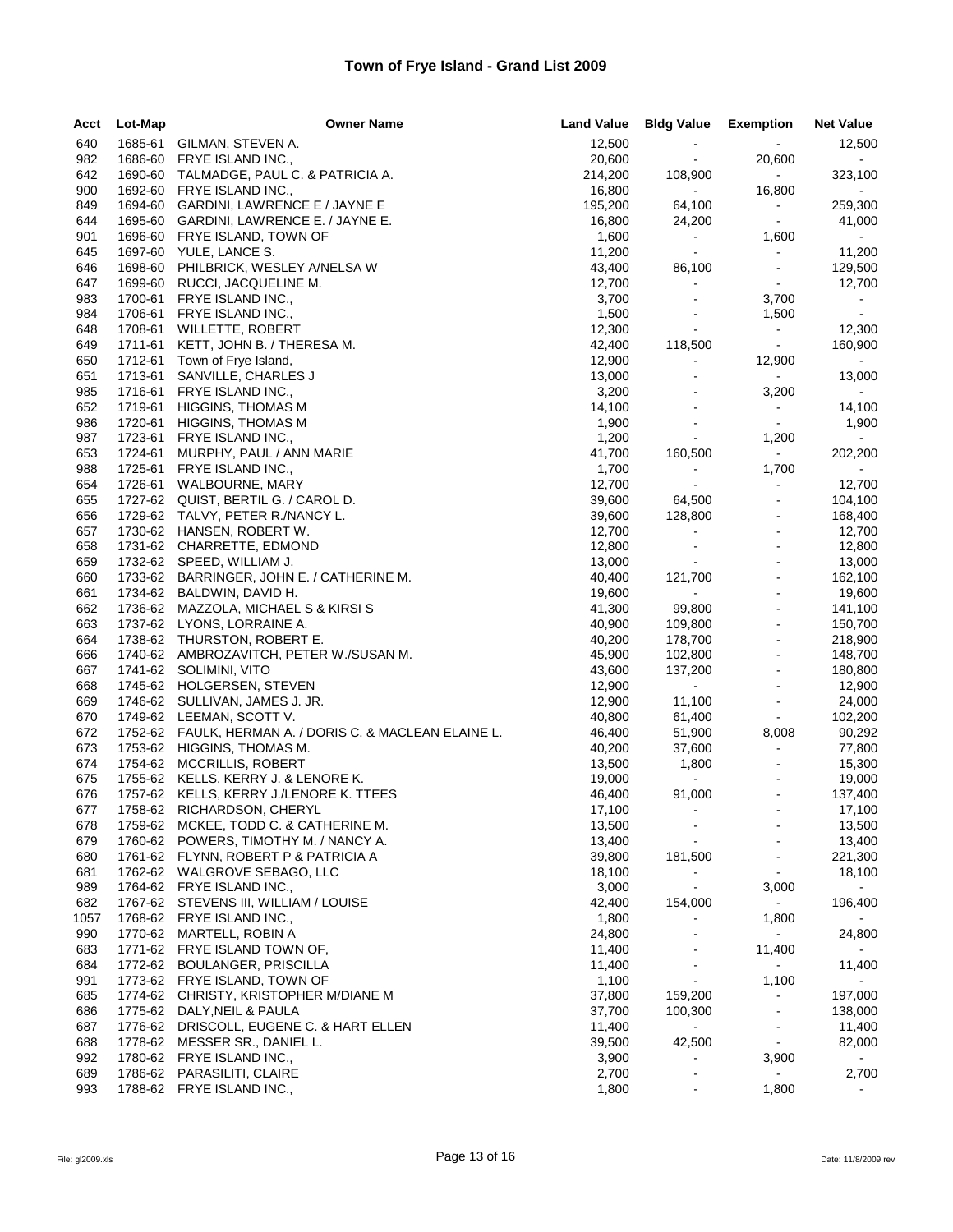# Town of Frye Island - Grand List 2009

| Acct | Lot-Map | Owner Name | Land Value | Bldg Value | Exemption | Net Value |
|---|---|---|---|---|---|---|
| 640 | 1685-61 | GILMAN, STEVEN A. | 12,500 | - | - | 12,500 |
| 982 | 1686-60 | FRYE ISLAND INC., | 20,600 | - | 20,600 | - |
| 642 | 1690-60 | TALMADGE, PAUL C. & PATRICIA A. | 214,200 | 108,900 | - | 323,100 |
| 900 | 1692-60 | FRYE ISLAND INC., | 16,800 | - | 16,800 | - |
| 849 | 1694-60 | GARDINI, LAWRENCE E / JAYNE E | 195,200 | 64,100 | - | 259,300 |
| 644 | 1695-60 | GARDINI, LAWRENCE E. / JAYNE E. | 16,800 | 24,200 | - | 41,000 |
| 901 | 1696-60 | FRYE ISLAND, TOWN OF | 1,600 | - | 1,600 | - |
| 645 | 1697-60 | YULE, LANCE S. | 11,200 | - | - | 11,200 |
| 646 | 1698-60 | PHILBRICK, WESLEY A/NELSA W | 43,400 | 86,100 | - | 129,500 |
| 647 | 1699-60 | RUCCI, JACQUELINE M. | 12,700 | - | - | 12,700 |
| 983 | 1700-61 | FRYE ISLAND INC., | 3,700 | - | 3,700 | - |
| 984 | 1706-61 | FRYE ISLAND INC., | 1,500 | - | 1,500 | - |
| 648 | 1708-61 | WILLETTE, ROBERT | 12,300 | - | - | 12,300 |
| 649 | 1711-61 | KETT, JOHN B. / THERESA M. | 42,400 | 118,500 | - | 160,900 |
| 650 | 1712-61 | Town of Frye Island, | 12,900 | - | 12,900 | - |
| 651 | 1713-61 | SANVILLE, CHARLES J | 13,000 | - | - | 13,000 |
| 985 | 1716-61 | FRYE ISLAND INC., | 3,200 | - | 3,200 | - |
| 652 | 1719-61 | HIGGINS, THOMAS M | 14,100 | - | - | 14,100 |
| 986 | 1720-61 | HIGGINS, THOMAS M | 1,900 | - | - | 1,900 |
| 987 | 1723-61 | FRYE ISLAND INC., | 1,200 | - | 1,200 | - |
| 653 | 1724-61 | MURPHY, PAUL / ANN MARIE | 41,700 | 160,500 | - | 202,200 |
| 988 | 1725-61 | FRYE ISLAND INC., | 1,700 | - | 1,700 | - |
| 654 | 1726-61 | WALBOURNE, MARY | 12,700 | - | - | 12,700 |
| 655 | 1727-62 | QUIST, BERTIL G. / CAROL D. | 39,600 | 64,500 | - | 104,100 |
| 656 | 1729-62 | TALVY, PETER R./NANCY L. | 39,600 | 128,800 | - | 168,400 |
| 657 | 1730-62 | HANSEN, ROBERT W. | 12,700 | - | - | 12,700 |
| 658 | 1731-62 | CHARRETTE, EDMOND | 12,800 | - | - | 12,800 |
| 659 | 1732-62 | SPEED, WILLIAM J. | 13,000 | - | - | 13,000 |
| 660 | 1733-62 | BARRINGER, JOHN E. / CATHERINE M. | 40,400 | 121,700 | - | 162,100 |
| 661 | 1734-62 | BALDWIN, DAVID H. | 19,600 | - | - | 19,600 |
| 662 | 1736-62 | MAZZOLA, MICHAEL S & KIRSI S | 41,300 | 99,800 | - | 141,100 |
| 663 | 1737-62 | LYONS, LORRAINE A. | 40,900 | 109,800 | - | 150,700 |
| 664 | 1738-62 | THURSTON, ROBERT E. | 40,200 | 178,700 | - | 218,900 |
| 666 | 1740-62 | AMBROZAVITCH, PETER W./SUSAN M. | 45,900 | 102,800 | - | 148,700 |
| 667 | 1741-62 | SOLIMINI, VITO | 43,600 | 137,200 | - | 180,800 |
| 668 | 1745-62 | HOLGERSEN, STEVEN | 12,900 | - | - | 12,900 |
| 669 | 1746-62 | SULLIVAN, JAMES J. JR. | 12,900 | 11,100 | - | 24,000 |
| 670 | 1749-62 | LEEMAN, SCOTT V. | 40,800 | 61,400 | - | 102,200 |
| 672 | 1752-62 | FAULK, HERMAN A. / DORIS C. & MACLEAN ELAINE L. | 46,400 | 51,900 | 8,008 | 90,292 |
| 673 | 1753-62 | HIGGINS, THOMAS M. | 40,200 | 37,600 | - | 77,800 |
| 674 | 1754-62 | MCCRILLIS, ROBERT | 13,500 | 1,800 | - | 15,300 |
| 675 | 1755-62 | KELLS, KERRY J. & LENORE K. | 19,000 | - | - | 19,000 |
| 676 | 1757-62 | KELLS, KERRY J./LENORE K. TTEES | 46,400 | 91,000 | - | 137,400 |
| 677 | 1758-62 | RICHARDSON, CHERYL | 17,100 | - | - | 17,100 |
| 678 | 1759-62 | MCKEE, TODD C. & CATHERINE M. | 13,500 | - | - | 13,500 |
| 679 | 1760-62 | POWERS, TIMOTHY M. / NANCY A. | 13,400 | - | - | 13,400 |
| 680 | 1761-62 | FLYNN, ROBERT P & PATRICIA A | 39,800 | 181,500 | - | 221,300 |
| 681 | 1762-62 | WALGROVE SEBAGO, LLC | 18,100 | - | - | 18,100 |
| 989 | 1764-62 | FRYE ISLAND INC., | 3,000 | - | 3,000 | - |
| 682 | 1767-62 | STEVENS III, WILLIAM / LOUISE | 42,400 | 154,000 | - | 196,400 |
| 1057 | 1768-62 | FRYE ISLAND INC., | 1,800 | - | 1,800 | - |
| 990 | 1770-62 | MARTELL, ROBIN A | 24,800 | - | - | 24,800 |
| 683 | 1771-62 | FRYE ISLAND TOWN OF, | 11,400 | - | 11,400 | - |
| 684 | 1772-62 | BOULANGER, PRISCILLA | 11,400 | - | - | 11,400 |
| 991 | 1773-62 | FRYE ISLAND, TOWN OF | 1,100 | - | 1,100 | - |
| 685 | 1774-62 | CHRISTY, KRISTOPHER M/DIANE M | 37,800 | 159,200 | - | 197,000 |
| 686 | 1775-62 | DALY,NEIL & PAULA | 37,700 | 100,300 | - | 138,000 |
| 687 | 1776-62 | DRISCOLL, EUGENE C. & HART ELLEN | 11,400 | - | - | 11,400 |
| 688 | 1778-62 | MESSER SR., DANIEL L. | 39,500 | 42,500 | - | 82,000 |
| 992 | 1780-62 | FRYE ISLAND INC., | 3,900 | - | 3,900 | - |
| 689 | 1786-62 | PARASILITI, CLAIRE | 2,700 | - | - | 2,700 |
| 993 | 1788-62 | FRYE ISLAND INC., | 1,800 | - | 1,800 | - |

File: gl2009.xls　　Date: 11/8/2009 rev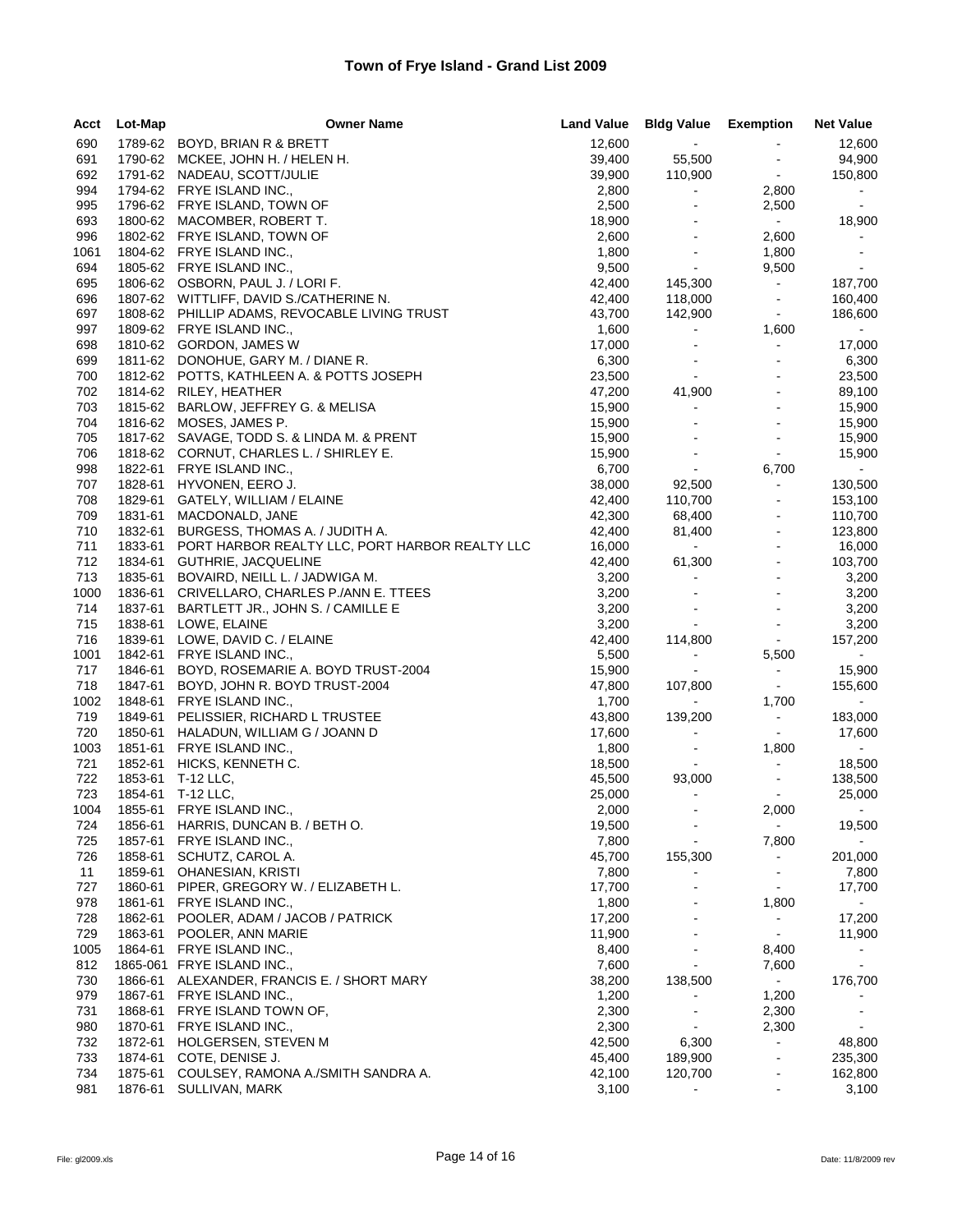# Town of Frye Island - Grand List 2009

| Acct | Lot-Map | Owner Name | Land Value | Bldg Value | Exemption | Net Value |
|---|---|---|---|---|---|---|
| 690 | 1789-62 | BOYD, BRIAN R & BRETT | 12,600 | - | - | 12,600 |
| 691 | 1790-62 | MCKEE, JOHN H. / HELEN H. | 39,400 | 55,500 | - | 94,900 |
| 692 | 1791-62 | NADEAU, SCOTT/JULIE | 39,900 | 110,900 | - | 150,800 |
| 994 | 1794-62 | FRYE ISLAND INC., | 2,800 | - | 2,800 | - |
| 995 | 1796-62 | FRYE ISLAND, TOWN OF | 2,500 | - | 2,500 | - |
| 693 | 1800-62 | MACOMBER, ROBERT T. | 18,900 | - | - | 18,900 |
| 996 | 1802-62 | FRYE ISLAND, TOWN OF | 2,600 | - | 2,600 | - |
| 1061 | 1804-62 | FRYE ISLAND INC., | 1,800 | - | 1,800 | - |
| 694 | 1805-62 | FRYE ISLAND INC., | 9,500 | - | 9,500 | - |
| 695 | 1806-62 | OSBORN, PAUL J. / LORI F. | 42,400 | 145,300 | - | 187,700 |
| 696 | 1807-62 | WITTLIFF, DAVID S./CATHERINE N. | 42,400 | 118,000 | - | 160,400 |
| 697 | 1808-62 | PHILLIP ADAMS, REVOCABLE LIVING TRUST | 43,700 | 142,900 | - | 186,600 |
| 997 | 1809-62 | FRYE ISLAND INC., | 1,600 | - | 1,600 | - |
| 698 | 1810-62 | GORDON, JAMES W | 17,000 | - | - | 17,000 |
| 699 | 1811-62 | DONOHUE, GARY M. / DIANE R. | 6,300 | - | - | 6,300 |
| 700 | 1812-62 | POTTS, KATHLEEN A. & POTTS JOSEPH | 23,500 | - | - | 23,500 |
| 702 | 1814-62 | RILEY, HEATHER | 47,200 | 41,900 | - | 89,100 |
| 703 | 1815-62 | BARLOW, JEFFREY G. & MELISA | 15,900 | - | - | 15,900 |
| 704 | 1816-62 | MOSES, JAMES P. | 15,900 | - | - | 15,900 |
| 705 | 1817-62 | SAVAGE, TODD S. & LINDA M. & PRENT | 15,900 | - | - | 15,900 |
| 706 | 1818-62 | CORNUT, CHARLES L. / SHIRLEY E. | 15,900 | - | - | 15,900 |
| 998 | 1822-61 | FRYE ISLAND INC., | 6,700 | - | 6,700 | - |
| 707 | 1828-61 | HYVONEN, EERO J. | 38,000 | 92,500 | - | 130,500 |
| 708 | 1829-61 | GATELY, WILLIAM / ELAINE | 42,400 | 110,700 | - | 153,100 |
| 709 | 1831-61 | MACDONALD, JANE | 42,300 | 68,400 | - | 110,700 |
| 710 | 1832-61 | BURGESS, THOMAS A. / JUDITH A. | 42,400 | 81,400 | - | 123,800 |
| 711 | 1833-61 | PORT HARBOR REALTY LLC, PORT HARBOR REALTY LLC | 16,000 | - | - | 16,000 |
| 712 | 1834-61 | GUTHRIE, JACQUELINE | 42,400 | 61,300 | - | 103,700 |
| 713 | 1835-61 | BOVAIRD, NEILL L. / JADWIGA M. | 3,200 | - | - | 3,200 |
| 1000 | 1836-61 | CRIVELLARO, CHARLES P./ANN E. TTEES | 3,200 | - | - | 3,200 |
| 714 | 1837-61 | BARTLETT JR., JOHN S. / CAMILLE E | 3,200 | - | - | 3,200 |
| 715 | 1838-61 | LOWE, ELAINE | 3,200 | - | - | 3,200 |
| 716 | 1839-61 | LOWE, DAVID C. / ELAINE | 42,400 | 114,800 | - | 157,200 |
| 1001 | 1842-61 | FRYE ISLAND INC., | 5,500 | - | 5,500 | - |
| 717 | 1846-61 | BOYD, ROSEMARIE A. BOYD TRUST-2004 | 15,900 | - | - | 15,900 |
| 718 | 1847-61 | BOYD, JOHN R. BOYD TRUST-2004 | 47,800 | 107,800 | - | 155,600 |
| 1002 | 1848-61 | FRYE ISLAND INC., | 1,700 | - | 1,700 | - |
| 719 | 1849-61 | PELISSIER, RICHARD L TRUSTEE | 43,800 | 139,200 | - | 183,000 |
| 720 | 1850-61 | HALADUN, WILLIAM G / JOANN D | 17,600 | - | - | 17,600 |
| 1003 | 1851-61 | FRYE ISLAND INC., | 1,800 | - | 1,800 | - |
| 721 | 1852-61 | HICKS, KENNETH C. | 18,500 | - | - | 18,500 |
| 722 | 1853-61 | T-12 LLC, | 45,500 | 93,000 | - | 138,500 |
| 723 | 1854-61 | T-12 LLC, | 25,000 | - | - | 25,000 |
| 1004 | 1855-61 | FRYE ISLAND INC., | 2,000 | - | 2,000 | - |
| 724 | 1856-61 | HARRIS, DUNCAN B. / BETH O. | 19,500 | - | - | 19,500 |
| 725 | 1857-61 | FRYE ISLAND INC., | 7,800 | - | 7,800 | - |
| 726 | 1858-61 | SCHUTZ, CAROL A. | 45,700 | 155,300 | - | 201,000 |
| 11 | 1859-61 | OHANESIAN, KRISTI | 7,800 | - | - | 7,800 |
| 727 | 1860-61 | PIPER, GREGORY W. / ELIZABETH L. | 17,700 | - | - | 17,700 |
| 978 | 1861-61 | FRYE ISLAND INC., | 1,800 | - | 1,800 | - |
| 728 | 1862-61 | POOLER, ADAM / JACOB / PATRICK | 17,200 | - | - | 17,200 |
| 729 | 1863-61 | POOLER, ANN MARIE | 11,900 | - | - | 11,900 |
| 1005 | 1864-61 | FRYE ISLAND INC., | 8,400 | - | 8,400 | - |
| 812 | 1865-061 | FRYE ISLAND INC., | 7,600 | - | 7,600 | - |
| 730 | 1866-61 | ALEXANDER, FRANCIS E. / SHORT MARY | 38,200 | 138,500 | - | 176,700 |
| 979 | 1867-61 | FRYE ISLAND INC., | 1,200 | - | 1,200 | - |
| 731 | 1868-61 | FRYE ISLAND TOWN OF, | 2,300 | - | 2,300 | - |
| 980 | 1870-61 | FRYE ISLAND INC., | 2,300 | - | 2,300 | - |
| 732 | 1872-61 | HOLGERSEN, STEVEN M | 42,500 | 6,300 | - | 48,800 |
| 733 | 1874-61 | COTE, DENISE J. | 45,400 | 189,900 | - | 235,300 |
| 734 | 1875-61 | COULSEY, RAMONA A./SMITH SANDRA A. | 42,100 | 120,700 | - | 162,800 |
| 981 | 1876-61 | SULLIVAN, MARK | 3,100 | - | - | 3,100 |

File: gl2009.xls Date: 11/8/2009 rev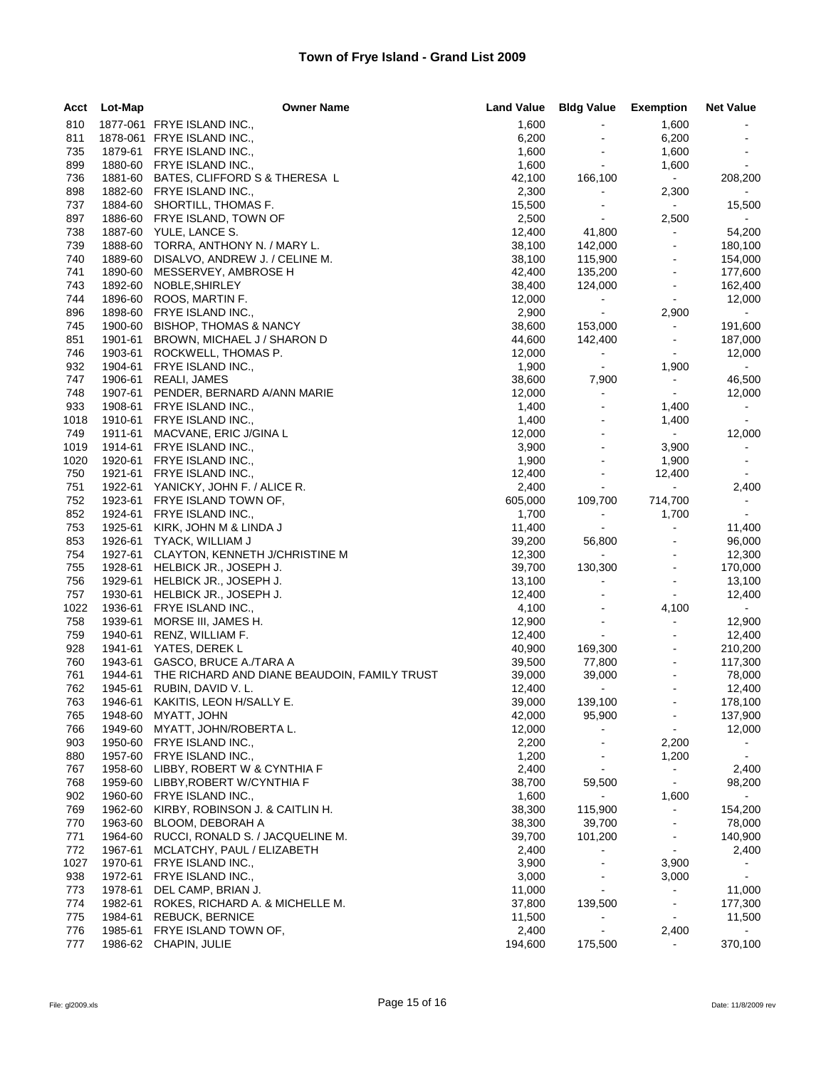# Town of Frye Island - Grand List 2009

| Acct | Lot-Map | Owner Name | Land Value | Bldg Value | Exemption | Net Value |
|---|---|---|---|---|---|---|
| 810 | 1877-061 | FRYE ISLAND INC., | 1,600 | - | 1,600 | - |
| 811 | 1878-061 | FRYE ISLAND INC., | 6,200 | - | 6,200 | - |
| 735 | 1879-61 | FRYE ISLAND INC., | 1,600 | - | 1,600 | - |
| 899 | 1880-60 | FRYE ISLAND INC., | 1,600 | - | 1,600 | - |
| 736 | 1881-60 | BATES, CLIFFORD S & THERESA L | 42,100 | 166,100 | - | 208,200 |
| 898 | 1882-60 | FRYE ISLAND INC., | 2,300 | - | 2,300 | - |
| 737 | 1884-60 | SHORTILL, THOMAS F. | 15,500 | - | - | 15,500 |
| 897 | 1886-60 | FRYE ISLAND, TOWN OF | 2,500 | - | 2,500 | - |
| 738 | 1887-60 | YULE, LANCE S. | 12,400 | 41,800 | - | 54,200 |
| 739 | 1888-60 | TORRA, ANTHONY N. / MARY L. | 38,100 | 142,000 | - | 180,100 |
| 740 | 1889-60 | DISALVO, ANDREW J. / CELINE M. | 38,100 | 115,900 | - | 154,000 |
| 741 | 1890-60 | MESSERVEY, AMBROSE H | 42,400 | 135,200 | - | 177,600 |
| 743 | 1892-60 | NOBLE,SHIRLEY | 38,400 | 124,000 | - | 162,400 |
| 744 | 1896-60 | ROOS, MARTIN F. | 12,000 | - | - | 12,000 |
| 896 | 1898-60 | FRYE ISLAND INC., | 2,900 | - | 2,900 | - |
| 745 | 1900-60 | BISHOP, THOMAS & NANCY | 38,600 | 153,000 | - | 191,600 |
| 851 | 1901-61 | BROWN, MICHAEL J / SHARON D | 44,600 | 142,400 | - | 187,000 |
| 746 | 1903-61 | ROCKWELL, THOMAS P. | 12,000 | - | - | 12,000 |
| 932 | 1904-61 | FRYE ISLAND INC., | 1,900 | - | 1,900 | - |
| 747 | 1906-61 | REALI, JAMES | 38,600 | 7,900 | - | 46,500 |
| 748 | 1907-61 | PENDER, BERNARD A/ANN MARIE | 12,000 | - | - | 12,000 |
| 933 | 1908-61 | FRYE ISLAND INC., | 1,400 | - | 1,400 | - |
| 1018 | 1910-61 | FRYE ISLAND INC., | 1,400 | - | 1,400 | - |
| 749 | 1911-61 | MACVANE, ERIC J/GINA L | 12,000 | - | - | 12,000 |
| 1019 | 1914-61 | FRYE ISLAND INC., | 3,900 | - | 3,900 | - |
| 1020 | 1920-61 | FRYE ISLAND INC., | 1,900 | - | 1,900 | - |
| 750 | 1921-61 | FRYE ISLAND INC., | 12,400 | - | 12,400 | - |
| 751 | 1922-61 | YANICKY, JOHN F. / ALICE R. | 2,400 | - | - | 2,400 |
| 752 | 1923-61 | FRYE ISLAND TOWN OF, | 605,000 | 109,700 | 714,700 | - |
| 852 | 1924-61 | FRYE ISLAND INC., | 1,700 | - | 1,700 | - |
| 753 | 1925-61 | KIRK, JOHN M & LINDA J | 11,400 | - | - | 11,400 |
| 853 | 1926-61 | TYACK, WILLIAM J | 39,200 | 56,800 | - | 96,000 |
| 754 | 1927-61 | CLAYTON, KENNETH J/CHRISTINE M | 12,300 | - | - | 12,300 |
| 755 | 1928-61 | HELBICK JR., JOSEPH J. | 39,700 | 130,300 | - | 170,000 |
| 756 | 1929-61 | HELBICK JR., JOSEPH J. | 13,100 | - | - | 13,100 |
| 757 | 1930-61 | HELBICK JR., JOSEPH J. | 12,400 | - | - | 12,400 |
| 1022 | 1936-61 | FRYE ISLAND INC., | 4,100 | - | 4,100 | - |
| 758 | 1939-61 | MORSE III, JAMES H. | 12,900 | - | - | 12,900 |
| 759 | 1940-61 | RENZ, WILLIAM F. | 12,400 | - | - | 12,400 |
| 928 | 1941-61 | YATES, DEREK L | 40,900 | 169,300 | - | 210,200 |
| 760 | 1943-61 | GASCO, BRUCE A./TARA A | 39,500 | 77,800 | - | 117,300 |
| 761 | 1944-61 | THE RICHARD AND DIANE BEAUDOIN, FAMILY TRUST | 39,000 | 39,000 | - | 78,000 |
| 762 | 1945-61 | RUBIN, DAVID V. L. | 12,400 | - | - | 12,400 |
| 763 | 1946-61 | KAKITIS, LEON H/SALLY E. | 39,000 | 139,100 | - | 178,100 |
| 765 | 1948-60 | MYATT, JOHN | 42,000 | 95,900 | - | 137,900 |
| 766 | 1949-60 | MYATT, JOHN/ROBERTA L. | 12,000 | - | - | 12,000 |
| 903 | 1950-60 | FRYE ISLAND INC., | 2,200 | - | 2,200 | - |
| 880 | 1957-60 | FRYE ISLAND INC., | 1,200 | - | 1,200 | - |
| 767 | 1958-60 | LIBBY, ROBERT W & CYNTHIA F | 2,400 | - | - | 2,400 |
| 768 | 1959-60 | LIBBY,ROBERT W/CYNTHIA F | 38,700 | 59,500 | - | 98,200 |
| 902 | 1960-60 | FRYE ISLAND INC., | 1,600 | - | 1,600 | - |
| 769 | 1962-60 | KIRBY, ROBINSON J. & CAITLIN H. | 38,300 | 115,900 | - | 154,200 |
| 770 | 1963-60 | BLOOM, DEBORAH A | 38,300 | 39,700 | - | 78,000 |
| 771 | 1964-60 | RUCCI, RONALD S. / JACQUELINE M. | 39,700 | 101,200 | - | 140,900 |
| 772 | 1967-61 | MCLATCHY, PAUL / ELIZABETH | 2,400 | - | - | 2,400 |
| 1027 | 1970-61 | FRYE ISLAND INC., | 3,900 | - | 3,900 | - |
| 938 | 1972-61 | FRYE ISLAND INC., | 3,000 | - | 3,000 | - |
| 773 | 1978-61 | DEL CAMP, BRIAN J. | 11,000 | - | - | 11,000 |
| 774 | 1982-61 | ROKES, RICHARD A. & MICHELLE M. | 37,800 | 139,500 | - | 177,300 |
| 775 | 1984-61 | REBUCK, BERNICE | 11,500 | - | - | 11,500 |
| 776 | 1985-61 | FRYE ISLAND TOWN OF, | 2,400 | - | 2,400 | - |
| 777 | 1986-62 | CHAPIN, JULIE | 194,600 | 175,500 | - | 370,100 |

File: gl2009.xls Date: 11/8/2009 rev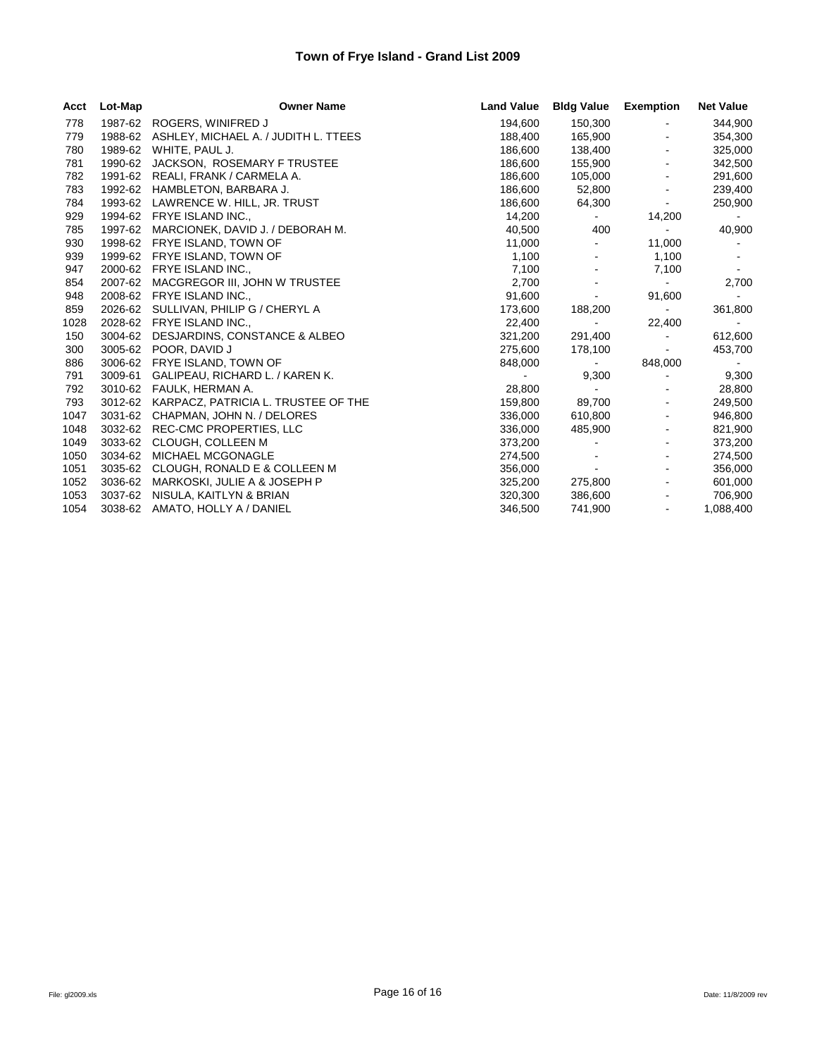# Town of Frye Island - Grand List 2009

| Acct | Lot-Map | Owner Name | Land Value | Bldg Value | Exemption | Net Value |
|---|---|---|---|---|---|---|
| 778 | 1987-62 | ROGERS, WINIFRED J | 194,600 | 150,300 | - | 344,900 |
| 779 | 1988-62 | ASHLEY, MICHAEL A. / JUDITH L. TTEES | 188,400 | 165,900 | - | 354,300 |
| 780 | 1989-62 | WHITE, PAUL J. | 186,600 | 138,400 | - | 325,000 |
| 781 | 1990-62 | JACKSON, ROSEMARY F TRUSTEE | 186,600 | 155,900 | - | 342,500 |
| 782 | 1991-62 | REALI, FRANK / CARMELA A. | 186,600 | 105,000 | - | 291,600 |
| 783 | 1992-62 | HAMBLETON, BARBARA J. | 186,600 | 52,800 | - | 239,400 |
| 784 | 1993-62 | LAWRENCE W. HILL, JR. TRUST | 186,600 | 64,300 | - | 250,900 |
| 929 | 1994-62 | FRYE ISLAND INC., | 14,200 | - | 14,200 | - |
| 785 | 1997-62 | MARCIONEK, DAVID J. / DEBORAH M. | 40,500 | 400 | - | 40,900 |
| 930 | 1998-62 | FRYE ISLAND, TOWN OF | 11,000 | - | 11,000 | - |
| 939 | 1999-62 | FRYE ISLAND, TOWN OF | 1,100 | - | 1,100 | - |
| 947 | 2000-62 | FRYE ISLAND INC., | 7,100 | - | 7,100 | - |
| 854 | 2007-62 | MACGREGOR III, JOHN W TRUSTEE | 2,700 | - | - | 2,700 |
| 948 | 2008-62 | FRYE ISLAND INC., | 91,600 | - | 91,600 | - |
| 859 | 2026-62 | SULLIVAN, PHILIP G / CHERYL A | 173,600 | 188,200 | - | 361,800 |
| 1028 | 2028-62 | FRYE ISLAND INC., | 22,400 | - | 22,400 | - |
| 150 | 3004-62 | DESJARDINS, CONSTANCE & ALBEO | 321,200 | 291,400 | - | 612,600 |
| 300 | 3005-62 | POOR, DAVID J | 275,600 | 178,100 | - | 453,700 |
| 886 | 3006-62 | FRYE ISLAND, TOWN OF | 848,000 | - | 848,000 | - |
| 791 | 3009-61 | GALIPEAU, RICHARD L. / KAREN K. | - | 9,300 | - | 9,300 |
| 792 | 3010-62 | FAULK, HERMAN A. | 28,800 | - | - | 28,800 |
| 793 | 3012-62 | KARPACZ, PATRICIA L. TRUSTEE OF THE | 159,800 | 89,700 | - | 249,500 |
| 1047 | 3031-62 | CHAPMAN, JOHN N. / DELORES | 336,000 | 610,800 | - | 946,800 |
| 1048 | 3032-62 | REC-CMC PROPERTIES, LLC | 336,000 | 485,900 | - | 821,900 |
| 1049 | 3033-62 | CLOUGH, COLLEEN M | 373,200 | - | - | 373,200 |
| 1050 | 3034-62 | MICHAEL MCGONAGLE | 274,500 | - | - | 274,500 |
| 1051 | 3035-62 | CLOUGH, RONALD E & COLLEEN M | 356,000 | - | - | 356,000 |
| 1052 | 3036-62 | MARKOSKI, JULIE A & JOSEPH P | 325,200 | 275,800 | - | 601,000 |
| 1053 | 3037-62 | NISULA, KAITLYN & BRIAN | 320,300 | 386,600 | - | 706,900 |
| 1054 | 3038-62 | AMATO, HOLLY A / DANIEL | 346,500 | 741,900 | - | 1,088,400 |

File: gl2009.xls

Date: 11/8/2009 rev